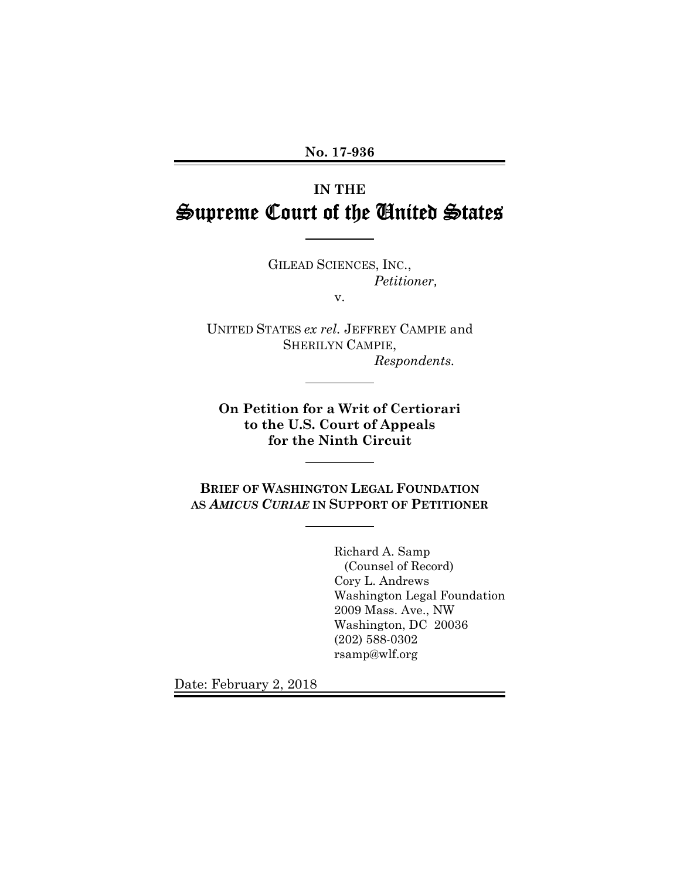**No. 17-936**

# IN THE
# Supreme Court of the United States

GILEAD SCIENCES, INC.,
*Petitioner,*

v.

UNITED STATES *ex rel.* JEFFREY CAMPIE and SHERILYN CAMPIE,
*Respondents.*

**On Petition for a Writ of Certiorari to the U.S. Court of Appeals for the Ninth Circuit**

**BRIEF OF WASHINGTON LEGAL FOUNDATION AS *AMICUS CURIAE* IN SUPPORT OF PETITIONER**

Richard A. Samp
(Counsel of Record)
Cory L. Andrews
Washington Legal Foundation
2009 Mass. Ave., NW
Washington, DC 20036
(202) 588-0302
rsamp@wlf.org

Date: February 2, 2018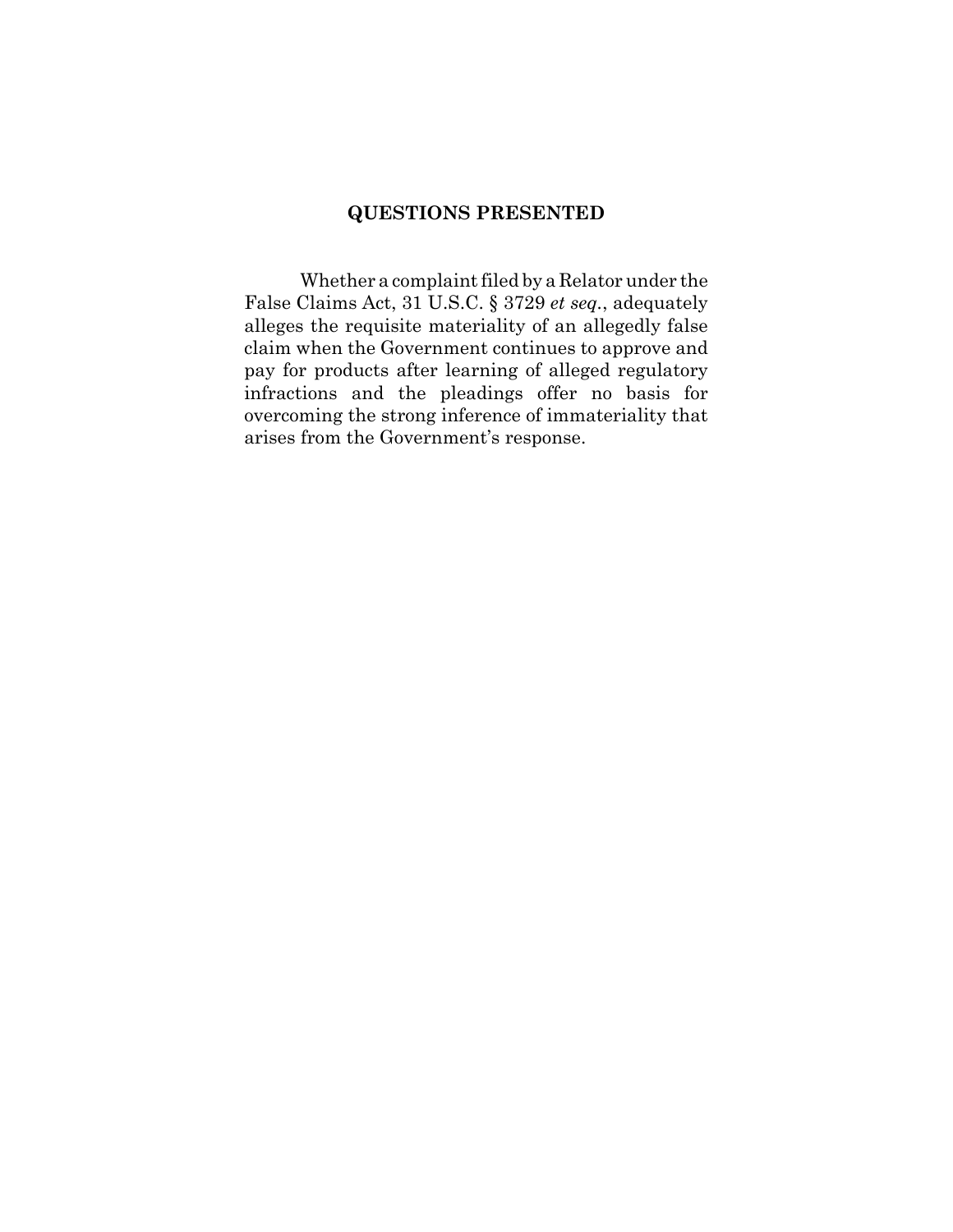## QUESTIONS PRESENTED

Whether a complaint filed by a Relator under the False Claims Act, 31 U.S.C. § 3729 *et seq.*, adequately alleges the requisite materiality of an allegedly false claim when the Government continues to approve and pay for products after learning of alleged regulatory infractions and the pleadings offer no basis for overcoming the strong inference of immateriality that arises from the Government's response.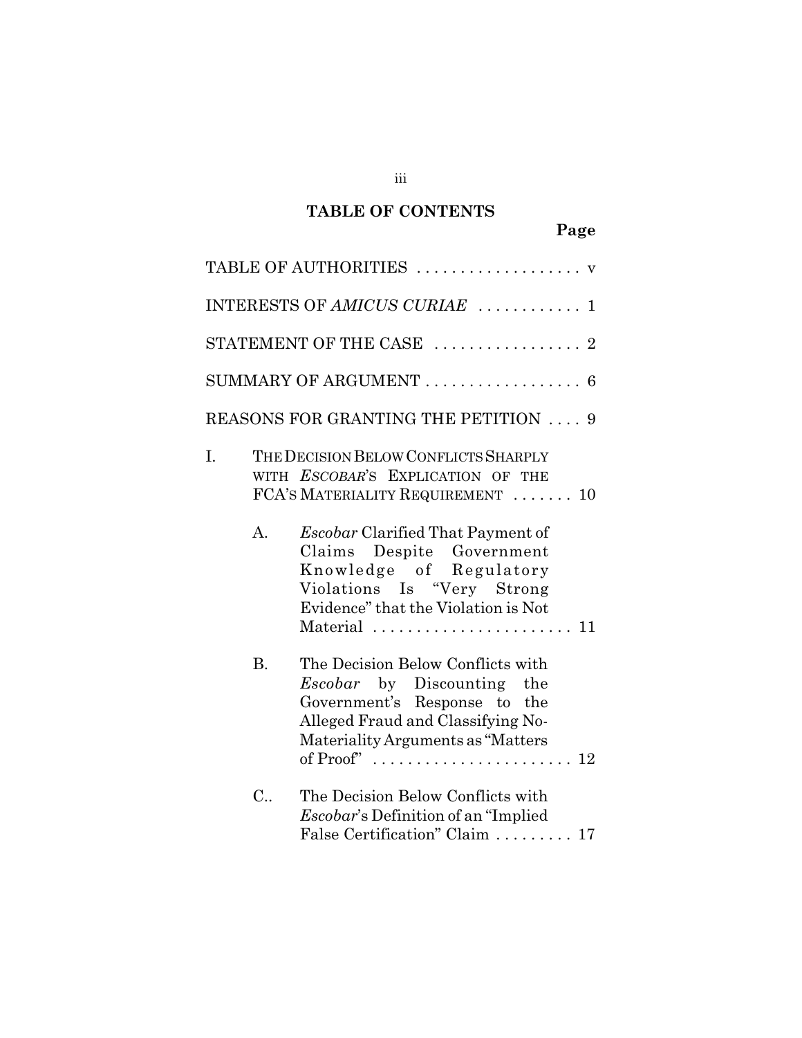## TABLE OF CONTENTS

**Page**

TABLE OF AUTHORITIES . . . . . . . . . . . . . . . . . . . v

INTERESTS OF *AMICUS CURIAE* . . . . . . . . . . . . 1

STATEMENT OF THE CASE . . . . . . . . . . . . . . . . . 2

SUMMARY OF ARGUMENT . . . . . . . . . . . . . . . . . . 6

REASONS FOR GRANTING THE PETITION . . . . 9

I. THE DECISION BELOW CONFLICTS SHARPLY WITH *ESCOBAR*'S EXPLICATION OF THE FCA'S MATERIALITY REQUIREMENT . . . . . . . 10

   A. *Escobar* Clarified That Payment of Claims Despite Government Knowledge of Regulatory Violations Is "Very Strong Evidence" that the Violation is Not Material . . . . . . . . . . . . . . . . . . . . . . 11

   B. The Decision Below Conflicts with *Escobar* by Discounting the Government's Response to the Alleged Fraud and Classifying No-Materiality Arguments as "Matters of Proof" . . . . . . . . . . . . . . . . . . . . . . 12

   C.. The Decision Below Conflicts with *Escobar*'s Definition of an "Implied False Certification" Claim . . . . . . . . . 17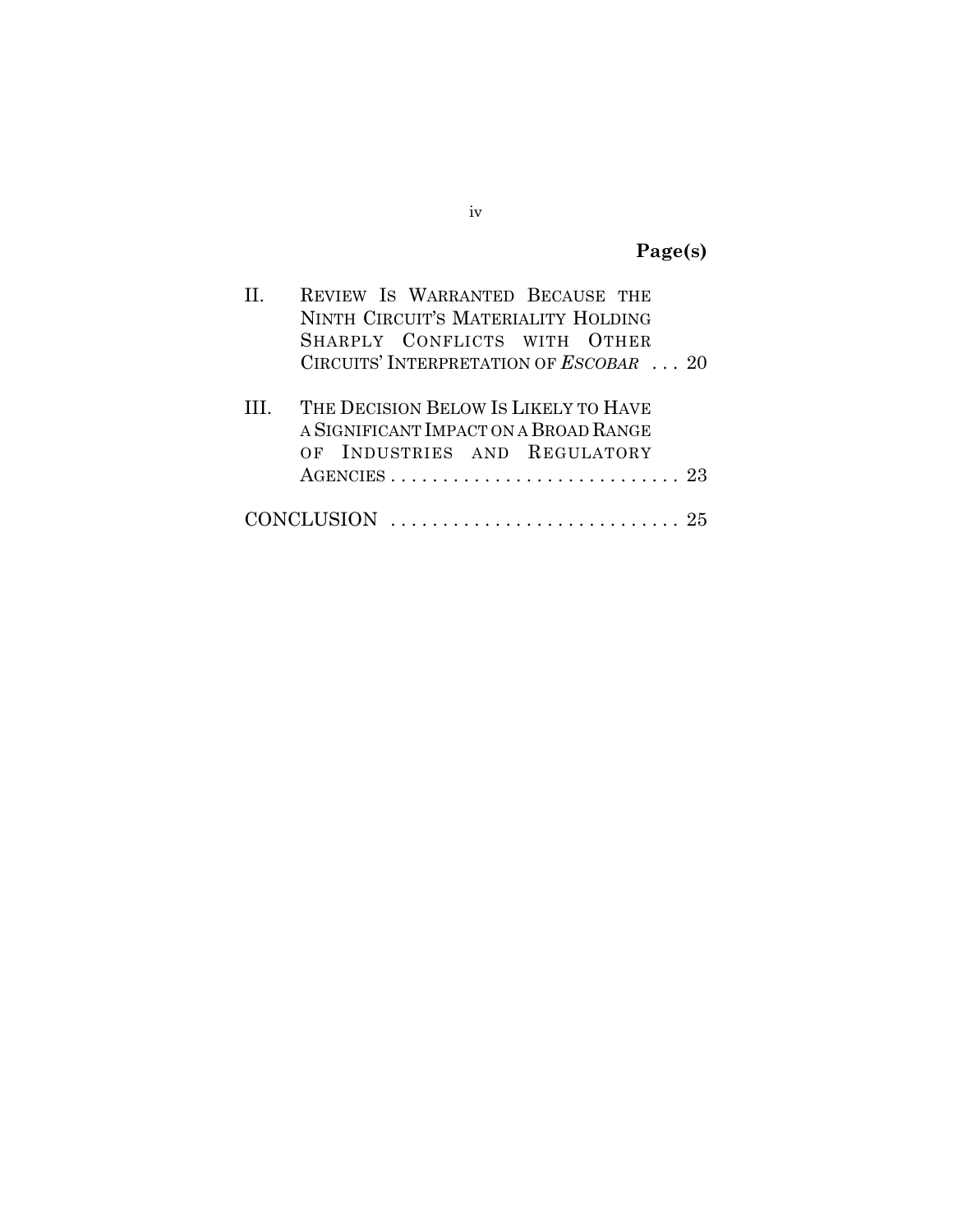**Page(s)**

II. REVIEW IS WARRANTED BECAUSE THE NINTH CIRCUIT'S MATERIALITY HOLDING SHARPLY CONFLICTS WITH OTHER CIRCUITS' INTERPRETATION OF *ESCOBAR* . . . 20

III. THE DECISION BELOW IS LIKELY TO HAVE A SIGNIFICANT IMPACT ON A BROAD RANGE OF INDUSTRIES AND REGULATORY AGENCIES . . . . . . . . . . . . . . . . . . . . . . . . . . . . 23

CONCLUSION . . . . . . . . . . . . . . . . . . . . . . . . . . . . 25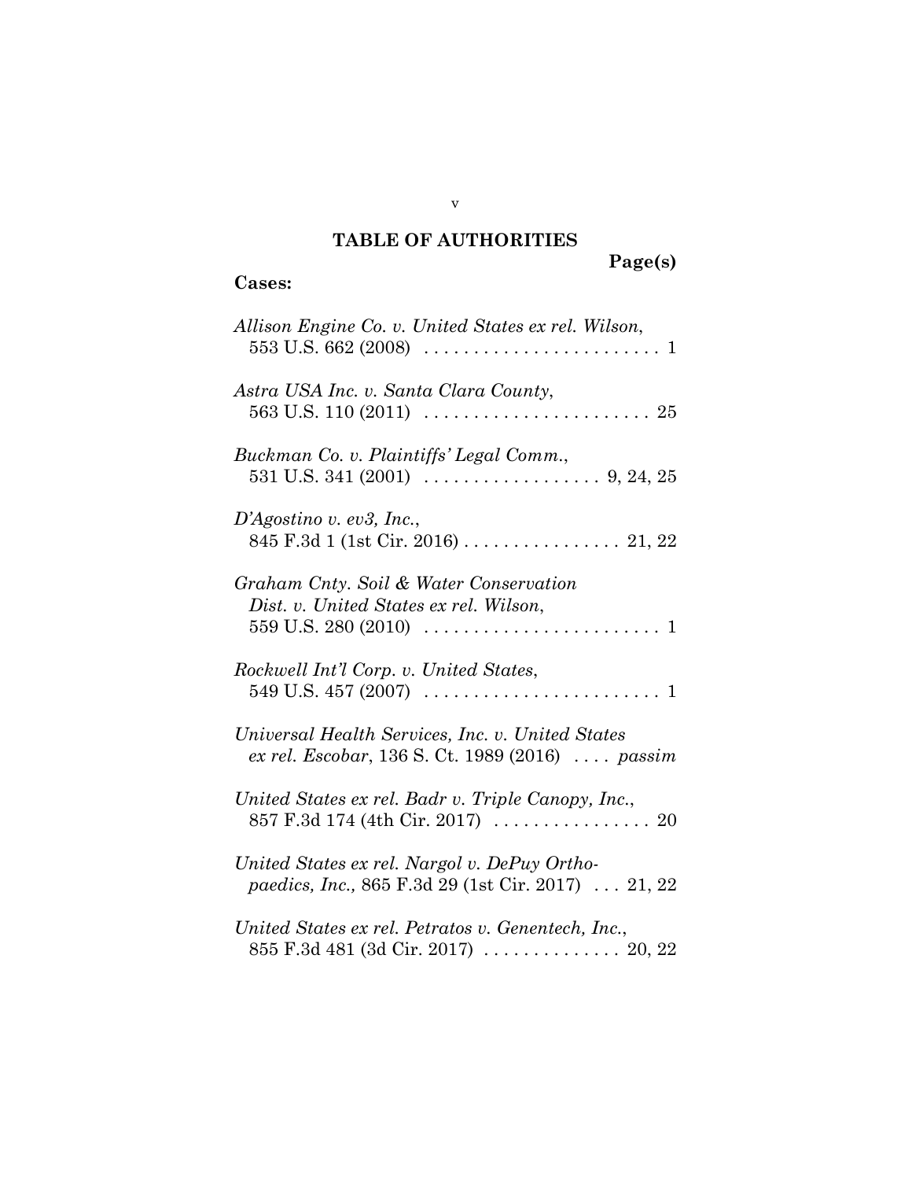# TABLE OF AUTHORITIES

**Page(s)**

**Cases:**

*Allison Engine Co. v. United States ex rel. Wilson*, 553 U.S. 662 (2008) . . . . . . . . . . . . . . . . . . . . . . . . 1

*Astra USA Inc. v. Santa Clara County*, 563 U.S. 110 (2011) . . . . . . . . . . . . . . . . . . . . . . . 25

*Buckman Co. v. Plaintiffs' Legal Comm.*, 531 U.S. 341 (2001) . . . . . . . . . . . . . . . . . . 9, 24, 25

*D'Agostino v. ev3, Inc.*, 845 F.3d 1 (1st Cir. 2016) . . . . . . . . . . . . . . . . 21, 22

*Graham Cnty. Soil & Water Conservation Dist. v. United States ex rel. Wilson*, 559 U.S. 280 (2010) . . . . . . . . . . . . . . . . . . . . . . . . 1

*Rockwell Int'l Corp. v. United States*, 549 U.S. 457 (2007) . . . . . . . . . . . . . . . . . . . . . . . . 1

*Universal Health Services, Inc. v. United States ex rel. Escobar*, 136 S. Ct. 1989 (2016) . . . . *passim*

*United States ex rel. Badr v. Triple Canopy, Inc.*, 857 F.3d 174 (4th Cir. 2017) . . . . . . . . . . . . . . . . 20

*United States ex rel. Nargol v. DePuy Orthopaedics, Inc.,* 865 F.3d 29 (1st Cir. 2017) . . . 21, 22

*United States ex rel. Petratos v. Genentech, Inc.*, 855 F.3d 481 (3d Cir. 2017) . . . . . . . . . . . . . . 20, 22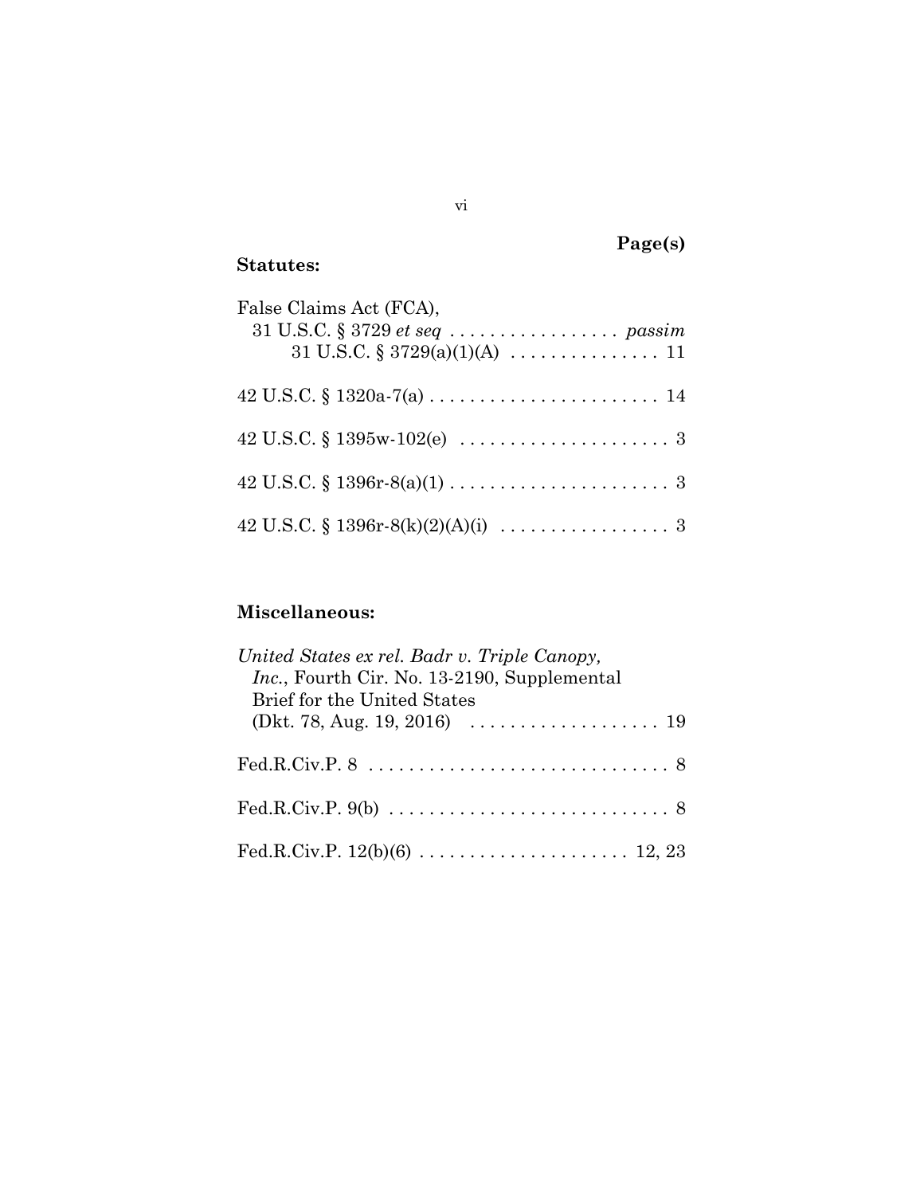**Page(s)**

**Statutes:**

False Claims Act (FCA),
  31 U.S.C. § 3729 *et seq* . . . . . . . . . . . . . . . . . *passim*
    31 U.S.C. § 3729(a)(1)(A) . . . . . . . . . . . . . . . 11

42 U.S.C. § 1320a-7(a) . . . . . . . . . . . . . . . . . . . . . . . 14

42 U.S.C. § 1395w-102(e) . . . . . . . . . . . . . . . . . . . . . 3

42 U.S.C. § 1396r-8(a)(1) . . . . . . . . . . . . . . . . . . . . . 3

42 U.S.C. § 1396r-8(k)(2)(A)(i) . . . . . . . . . . . . . . . . . 3

**Miscellaneous:**

*United States ex rel. Badr v. Triple Canopy, Inc.*, Fourth Cir. No. 13-2190, Supplemental Brief for the United States (Dkt. 78, Aug. 19, 2016) . . . . . . . . . . . . . . . . . . . 19

Fed.R.Civ.P. 8 . . . . . . . . . . . . . . . . . . . . . . . . . . . . . . 8

Fed.R.Civ.P. 9(b) . . . . . . . . . . . . . . . . . . . . . . . . . . . . 8

Fed.R.Civ.P. 12(b)(6) . . . . . . . . . . . . . . . . . . . . . 12, 23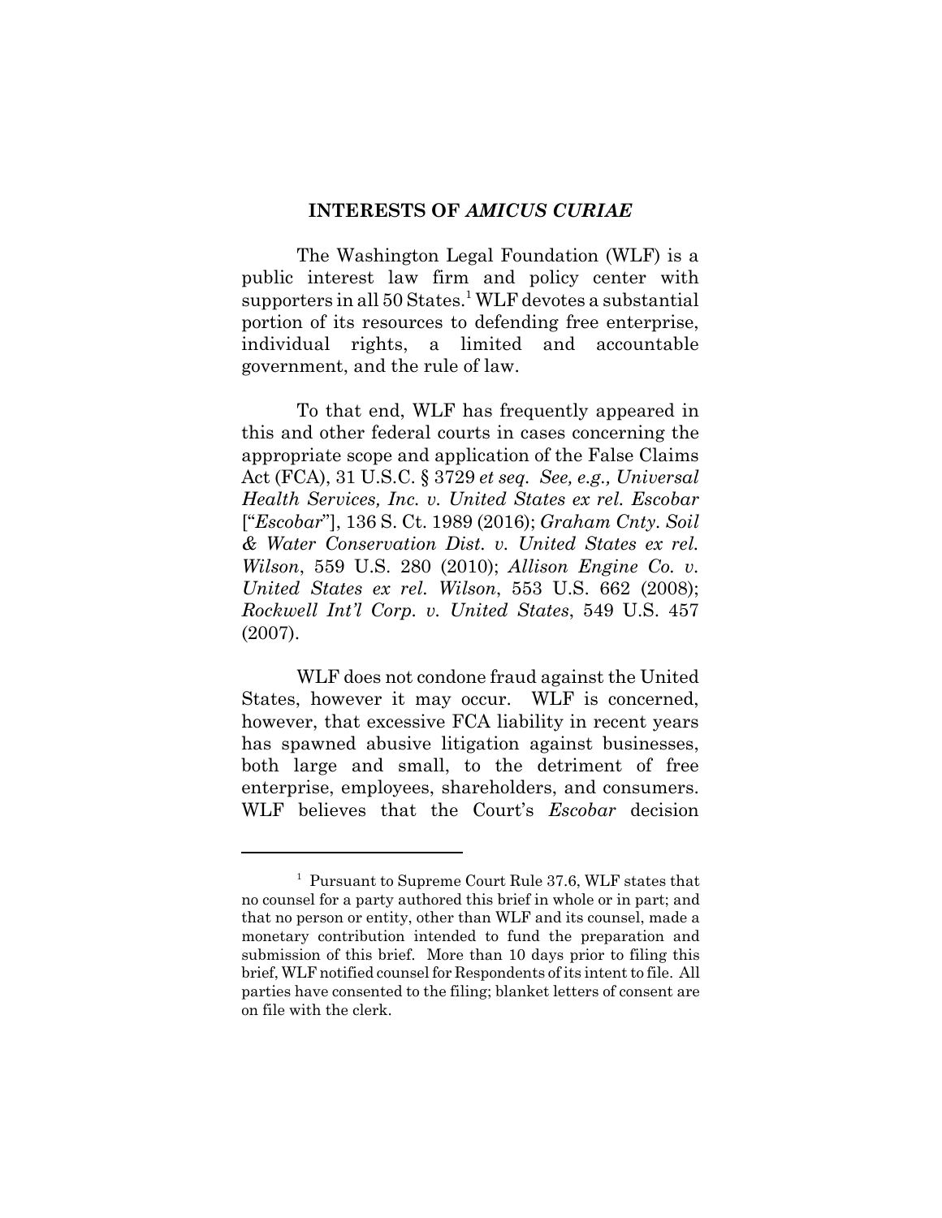## INTERESTS OF *AMICUS CURIAE*

The Washington Legal Foundation (WLF) is a public interest law firm and policy center with supporters in all 50 States.[1] WLF devotes a substantial portion of its resources to defending free enterprise, individual rights, a limited and accountable government, and the rule of law.

To that end, WLF has frequently appeared in this and other federal courts in cases concerning the appropriate scope and application of the False Claims Act (FCA), 31 U.S.C. § 3729 *et seq.* *See, e.g., Universal Health Services, Inc. v. United States ex rel. Escobar* ["*Escobar*"], 136 S. Ct. 1989 (2016); *Graham Cnty. Soil & Water Conservation Dist. v. United States ex rel. Wilson*, 559 U.S. 280 (2010); *Allison Engine Co. v. United States ex rel. Wilson*, 553 U.S. 662 (2008); *Rockwell Int'l Corp. v. United States*, 549 U.S. 457 (2007).

WLF does not condone fraud against the United States, however it may occur. WLF is concerned, however, that excessive FCA liability in recent years has spawned abusive litigation against businesses, both large and small, to the detriment of free enterprise, employees, shareholders, and consumers. WLF believes that the Court's *Escobar* decision

---

[1] Pursuant to Supreme Court Rule 37.6, WLF states that no counsel for a party authored this brief in whole or in part; and that no person or entity, other than WLF and its counsel, made a monetary contribution intended to fund the preparation and submission of this brief. More than 10 days prior to filing this brief, WLF notified counsel for Respondents of its intent to file. All parties have consented to the filing; blanket letters of consent are on file with the clerk.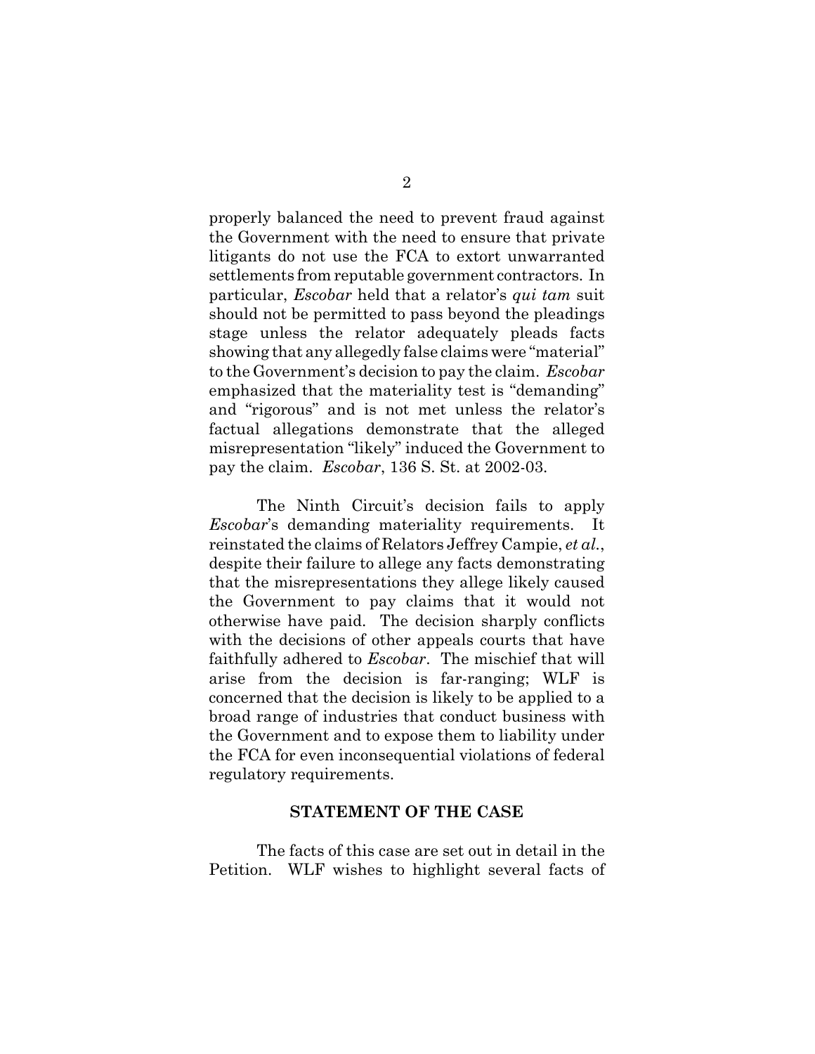properly balanced the need to prevent fraud against the Government with the need to ensure that private litigants do not use the FCA to extort unwarranted settlements from reputable government contractors. In particular, *Escobar* held that a relator's *qui tam* suit should not be permitted to pass beyond the pleadings stage unless the relator adequately pleads facts showing that any allegedly false claims were "material" to the Government's decision to pay the claim. *Escobar* emphasized that the materiality test is "demanding" and "rigorous" and is not met unless the relator's factual allegations demonstrate that the alleged misrepresentation "likely" induced the Government to pay the claim. *Escobar*, 136 S. St. at 2002-03.

The Ninth Circuit's decision fails to apply *Escobar*'s demanding materiality requirements. It reinstated the claims of Relators Jeffrey Campie, *et al.*, despite their failure to allege any facts demonstrating that the misrepresentations they allege likely caused the Government to pay claims that it would not otherwise have paid. The decision sharply conflicts with the decisions of other appeals courts that have faithfully adhered to *Escobar*. The mischief that will arise from the decision is far-ranging; WLF is concerned that the decision is likely to be applied to a broad range of industries that conduct business with the Government and to expose them to liability under the FCA for even inconsequential violations of federal regulatory requirements.

## STATEMENT OF THE CASE

The facts of this case are set out in detail in the Petition. WLF wishes to highlight several facts of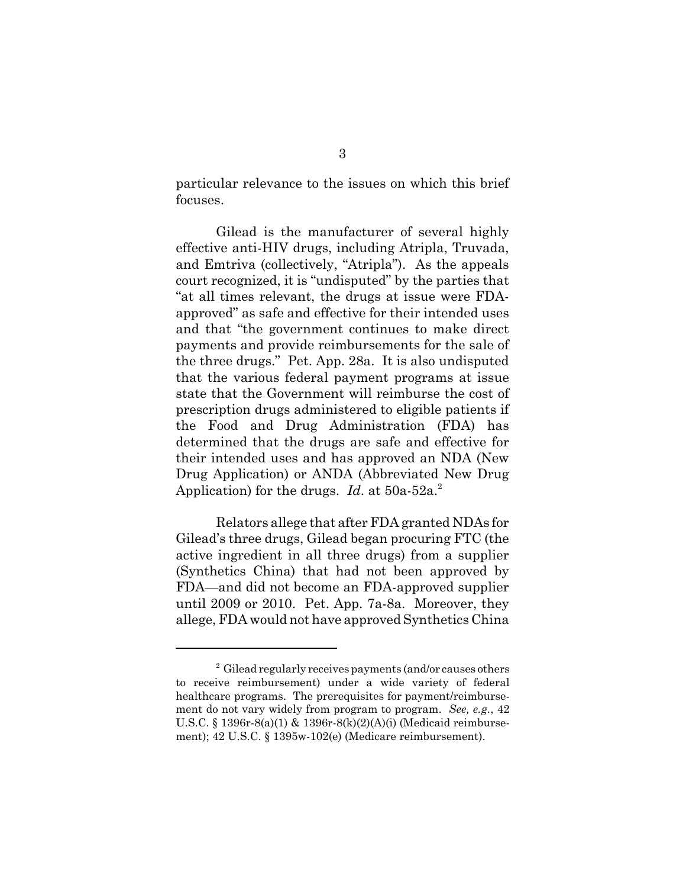particular relevance to the issues on which this brief focuses.

Gilead is the manufacturer of several highly effective anti-HIV drugs, including Atripla, Truvada, and Emtriva (collectively, "Atripla"). As the appeals court recognized, it is "undisputed" by the parties that "at all times relevant, the drugs at issue were FDA-approved" as safe and effective for their intended uses and that "the government continues to make direct payments and provide reimbursements for the sale of the three drugs." Pet. App. 28a. It is also undisputed that the various federal payment programs at issue state that the Government will reimburse the cost of prescription drugs administered to eligible patients if the Food and Drug Administration (FDA) has determined that the drugs are safe and effective for their intended uses and has approved an NDA (New Drug Application) or ANDA (Abbreviated New Drug Application) for the drugs. *Id*. at 50a-52a.[2]

Relators allege that after FDA granted NDAs for Gilead's three drugs, Gilead began procuring FTC (the active ingredient in all three drugs) from a supplier (Synthetics China) that had not been approved by FDA—and did not become an FDA-approved supplier until 2009 or 2010. Pet. App. 7a-8a. Moreover, they allege, FDA would not have approved Synthetics China

---

[2] Gilead regularly receives payments (and/or causes others to receive reimbursement) under a wide variety of federal healthcare programs. The prerequisites for payment/reimbursement do not vary widely from program to program. *See, e.g.*, 42 U.S.C. § 1396r-8(a)(1) & 1396r-8(k)(2)(A)(i) (Medicaid reimbursement); 42 U.S.C. § 1395w-102(e) (Medicare reimbursement).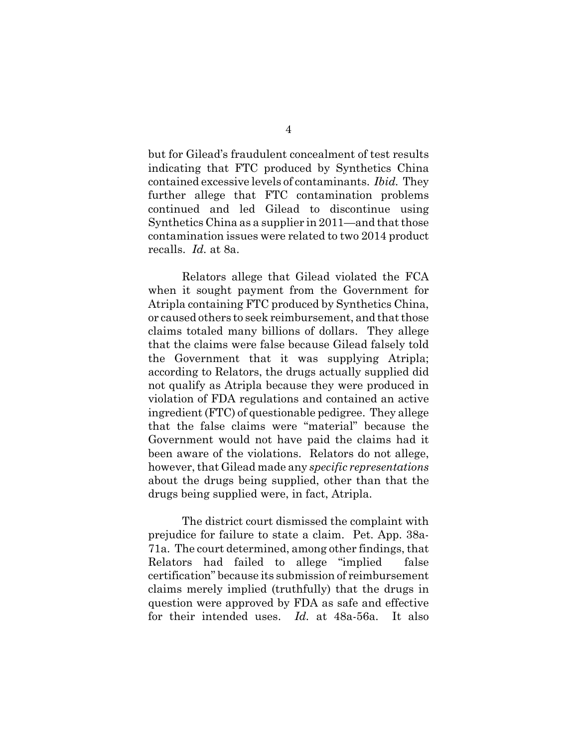but for Gilead's fraudulent concealment of test results indicating that FTC produced by Synthetics China contained excessive levels of contaminants. *Ibid.* They further allege that FTC contamination problems continued and led Gilead to discontinue using Synthetics China as a supplier in 2011—and that those contamination issues were related to two 2014 product recalls. *Id.* at 8a.

Relators allege that Gilead violated the FCA when it sought payment from the Government for Atripla containing FTC produced by Synthetics China, or caused others to seek reimbursement, and that those claims totaled many billions of dollars. They allege that the claims were false because Gilead falsely told the Government that it was supplying Atripla; according to Relators, the drugs actually supplied did not qualify as Atripla because they were produced in violation of FDA regulations and contained an active ingredient (FTC) of questionable pedigree. They allege that the false claims were "material" because the Government would not have paid the claims had it been aware of the violations. Relators do not allege, however, that Gilead made any *specific representations* about the drugs being supplied, other than that the drugs being supplied were, in fact, Atripla.

The district court dismissed the complaint with prejudice for failure to state a claim. Pet. App. 38a-71a. The court determined, among other findings, that Relators had failed to allege "implied false certification" because its submission of reimbursement claims merely implied (truthfully) that the drugs in question were approved by FDA as safe and effective for their intended uses. *Id.* at 48a-56a. It also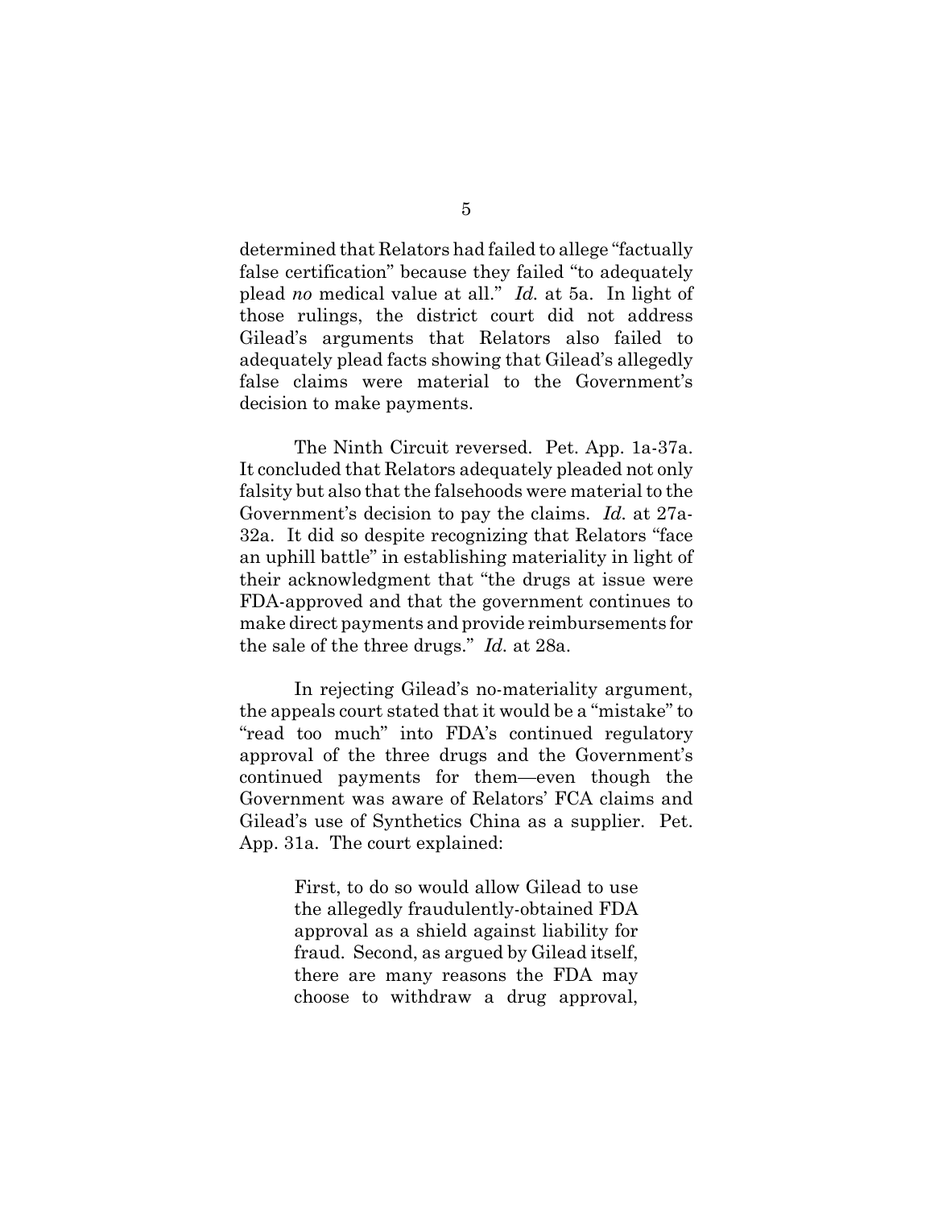determined that Relators had failed to allege "factually false certification" because they failed "to adequately plead *no* medical value at all." *Id.* at 5a. In light of those rulings, the district court did not address Gilead's arguments that Relators also failed to adequately plead facts showing that Gilead's allegedly false claims were material to the Government's decision to make payments.

The Ninth Circuit reversed. Pet. App. 1a-37a. It concluded that Relators adequately pleaded not only falsity but also that the falsehoods were material to the Government's decision to pay the claims. *Id.* at 27a-32a. It did so despite recognizing that Relators "face an uphill battle" in establishing materiality in light of their acknowledgment that "the drugs at issue were FDA-approved and that the government continues to make direct payments and provide reimbursements for the sale of the three drugs." *Id.* at 28a.

In rejecting Gilead's no-materiality argument, the appeals court stated that it would be a "mistake" to "read too much" into FDA's continued regulatory approval of the three drugs and the Government's continued payments for them—even though the Government was aware of Relators' FCA claims and Gilead's use of Synthetics China as a supplier. Pet. App. 31a. The court explained:

> First, to do so would allow Gilead to use the allegedly fraudulently-obtained FDA approval as a shield against liability for fraud. Second, as argued by Gilead itself, there are many reasons the FDA may choose to withdraw a drug approval,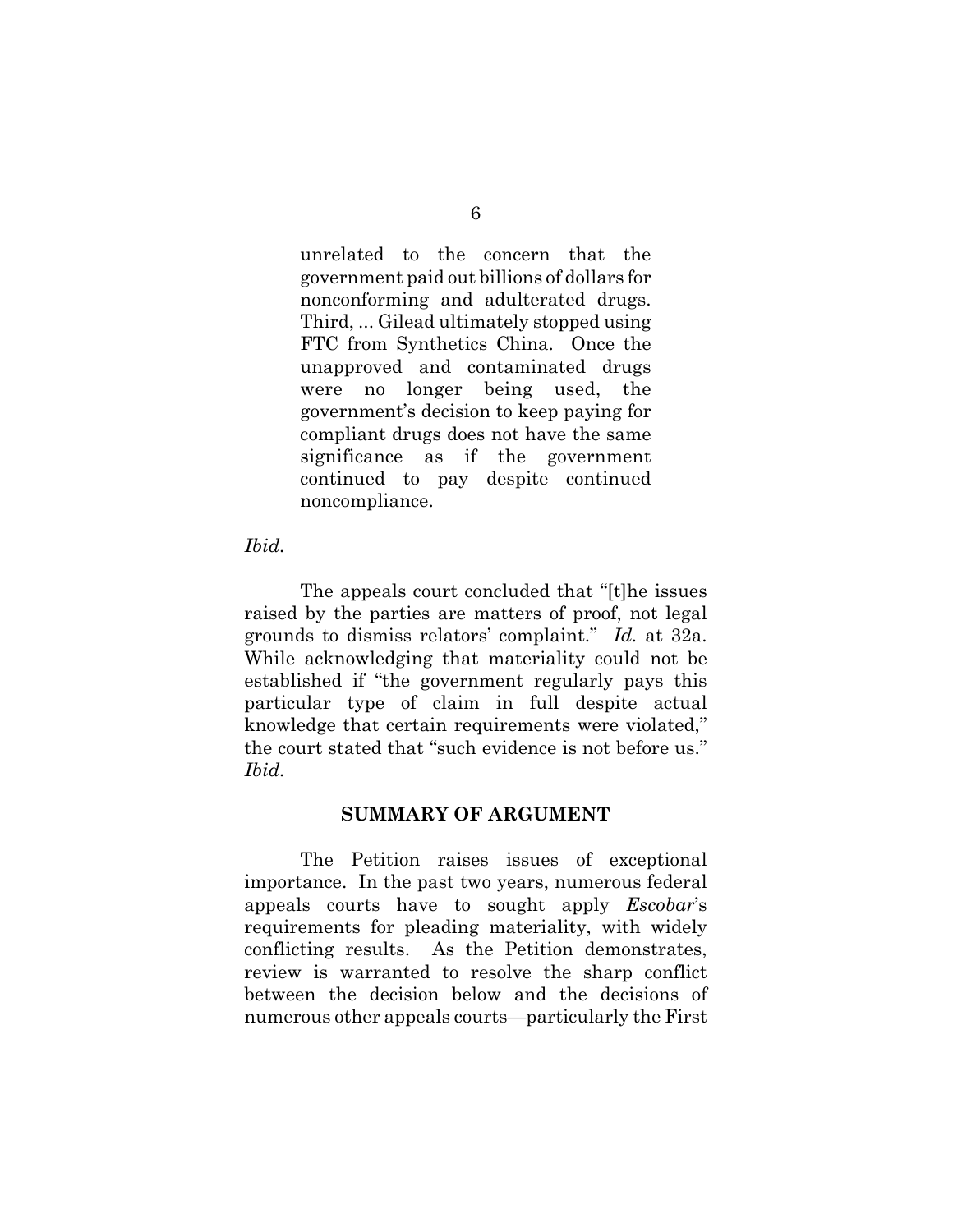> unrelated to the concern that the government paid out billions of dollars for nonconforming and adulterated drugs. Third, ... Gilead ultimately stopped using FTC from Synthetics China. Once the unapproved and contaminated drugs were no longer being used, the government's decision to keep paying for compliant drugs does not have the same significance as if the government continued to pay despite continued noncompliance.

*Ibid.*

The appeals court concluded that "[t]he issues raised by the parties are matters of proof, not legal grounds to dismiss relators' complaint." *Id.* at 32a. While acknowledging that materiality could not be established if "the government regularly pays this particular type of claim in full despite actual knowledge that certain requirements were violated," the court stated that "such evidence is not before us." *Ibid.*

## SUMMARY OF ARGUMENT

The Petition raises issues of exceptional importance. In the past two years, numerous federal appeals courts have to sought apply *Escobar*'s requirements for pleading materiality, with widely conflicting results. As the Petition demonstrates, review is warranted to resolve the sharp conflict between the decision below and the decisions of numerous other appeals courts—particularly the First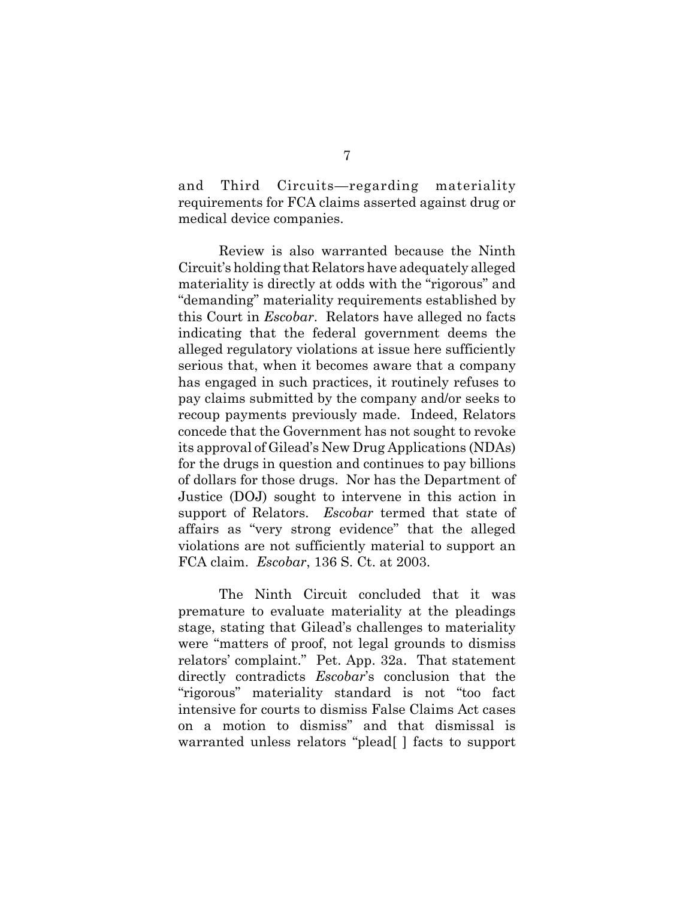and Third Circuits—regarding materiality requirements for FCA claims asserted against drug or medical device companies.

Review is also warranted because the Ninth Circuit's holding that Relators have adequately alleged materiality is directly at odds with the "rigorous" and "demanding" materiality requirements established by this Court in *Escobar*. Relators have alleged no facts indicating that the federal government deems the alleged regulatory violations at issue here sufficiently serious that, when it becomes aware that a company has engaged in such practices, it routinely refuses to pay claims submitted by the company and/or seeks to recoup payments previously made. Indeed, Relators concede that the Government has not sought to revoke its approval of Gilead's New Drug Applications (NDAs) for the drugs in question and continues to pay billions of dollars for those drugs. Nor has the Department of Justice (DOJ) sought to intervene in this action in support of Relators. *Escobar* termed that state of affairs as "very strong evidence" that the alleged violations are not sufficiently material to support an FCA claim. *Escobar*, 136 S. Ct. at 2003.

The Ninth Circuit concluded that it was premature to evaluate materiality at the pleadings stage, stating that Gilead's challenges to materiality were "matters of proof, not legal grounds to dismiss relators' complaint." Pet. App. 32a. That statement directly contradicts *Escobar*'s conclusion that the "rigorous" materiality standard is not "too fact intensive for courts to dismiss False Claims Act cases on a motion to dismiss" and that dismissal is warranted unless relators "plead[ ] facts to support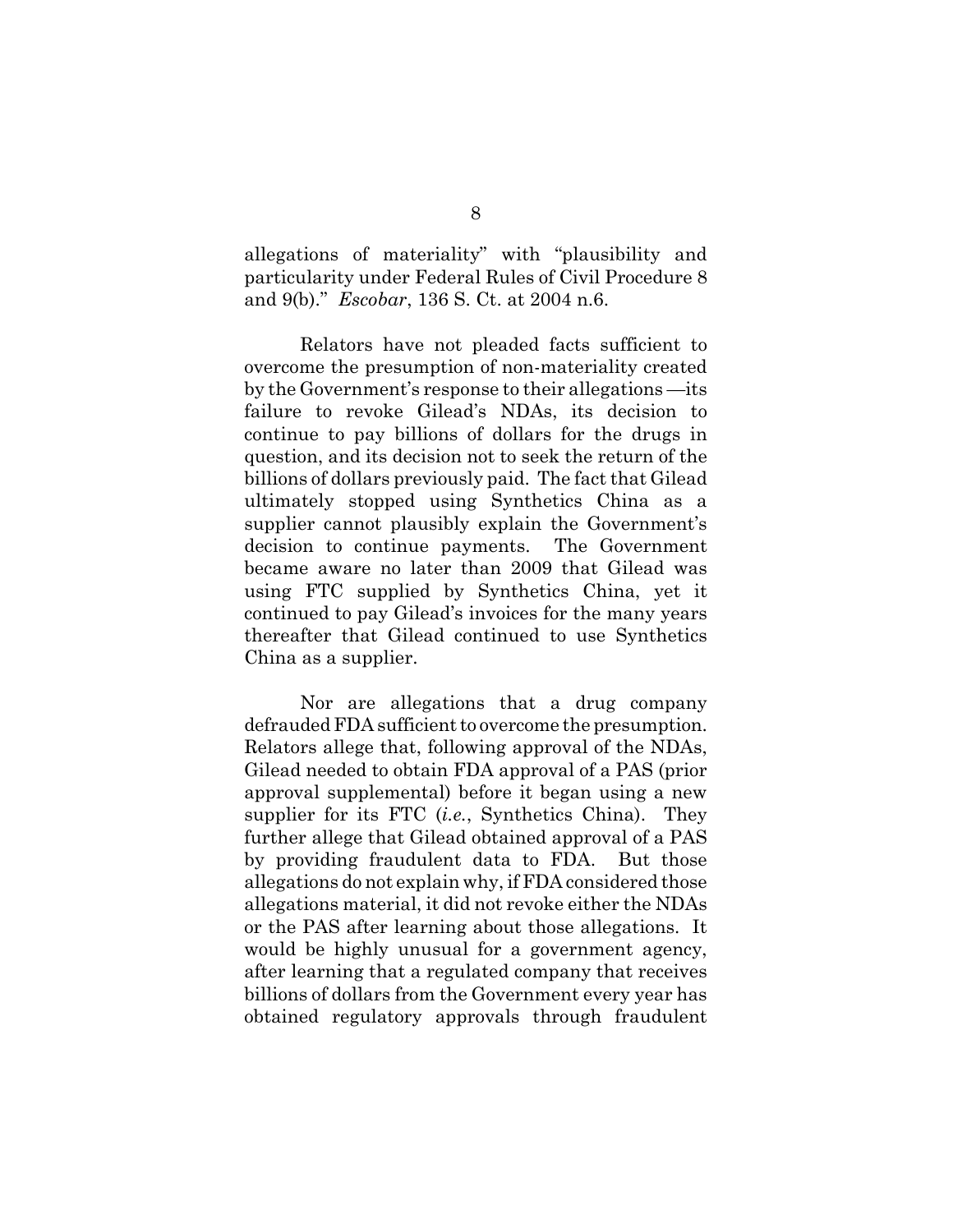allegations of materiality" with "plausibility and particularity under Federal Rules of Civil Procedure 8 and 9(b)." *Escobar*, 136 S. Ct. at 2004 n.6.

Relators have not pleaded facts sufficient to overcome the presumption of non-materiality created by the Government's response to their allegations —its failure to revoke Gilead's NDAs, its decision to continue to pay billions of dollars for the drugs in question, and its decision not to seek the return of the billions of dollars previously paid. The fact that Gilead ultimately stopped using Synthetics China as a supplier cannot plausibly explain the Government's decision to continue payments. The Government became aware no later than 2009 that Gilead was using FTC supplied by Synthetics China, yet it continued to pay Gilead's invoices for the many years thereafter that Gilead continued to use Synthetics China as a supplier.

Nor are allegations that a drug company defrauded FDA sufficient to overcome the presumption. Relators allege that, following approval of the NDAs, Gilead needed to obtain FDA approval of a PAS (prior approval supplemental) before it began using a new supplier for its FTC (*i.e.*, Synthetics China). They further allege that Gilead obtained approval of a PAS by providing fraudulent data to FDA. But those allegations do not explain why, if FDA considered those allegations material, it did not revoke either the NDAs or the PAS after learning about those allegations. It would be highly unusual for a government agency, after learning that a regulated company that receives billions of dollars from the Government every year has obtained regulatory approvals through fraudulent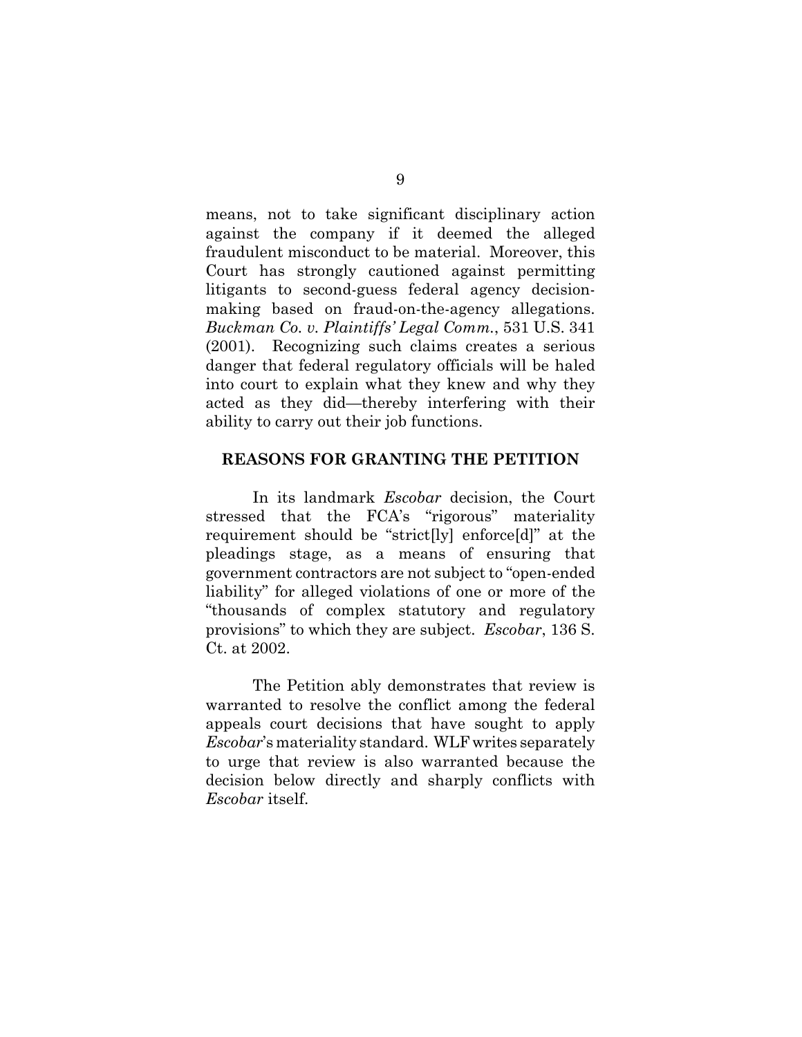means, not to take significant disciplinary action against the company if it deemed the alleged fraudulent misconduct to be material. Moreover, this Court has strongly cautioned against permitting litigants to second-guess federal agency decision-making based on fraud-on-the-agency allegations. *Buckman Co. v. Plaintiffs' Legal Comm.*, 531 U.S. 341 (2001). Recognizing such claims creates a serious danger that federal regulatory officials will be haled into court to explain what they knew and why they acted as they did—thereby interfering with their ability to carry out their job functions.

## REASONS FOR GRANTING THE PETITION

In its landmark *Escobar* decision, the Court stressed that the FCA's "rigorous" materiality requirement should be "strict[ly] enforce[d]" at the pleadings stage, as a means of ensuring that government contractors are not subject to "open-ended liability" for alleged violations of one or more of the "thousands of complex statutory and regulatory provisions" to which they are subject. *Escobar*, 136 S. Ct. at 2002.

The Petition ably demonstrates that review is warranted to resolve the conflict among the federal appeals court decisions that have sought to apply *Escobar*'s materiality standard. WLF writes separately to urge that review is also warranted because the decision below directly and sharply conflicts with *Escobar* itself.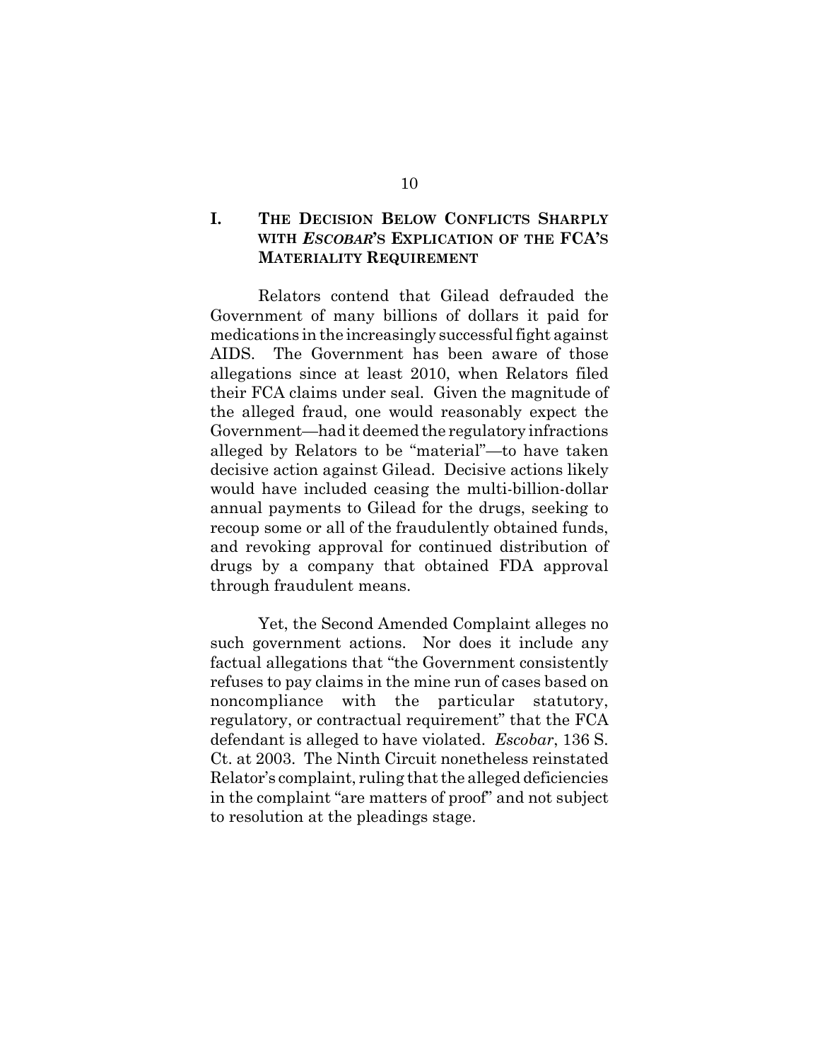## I. THE DECISION BELOW CONFLICTS SHARPLY WITH *ESCOBAR*'S EXPLICATION OF THE FCA'S MATERIALITY REQUIREMENT

Relators contend that Gilead defrauded the Government of many billions of dollars it paid for medications in the increasingly successful fight against AIDS. The Government has been aware of those allegations since at least 2010, when Relators filed their FCA claims under seal. Given the magnitude of the alleged fraud, one would reasonably expect the Government—had it deemed the regulatory infractions alleged by Relators to be "material"—to have taken decisive action against Gilead. Decisive actions likely would have included ceasing the multi-billion-dollar annual payments to Gilead for the drugs, seeking to recoup some or all of the fraudulently obtained funds, and revoking approval for continued distribution of drugs by a company that obtained FDA approval through fraudulent means.

Yet, the Second Amended Complaint alleges no such government actions. Nor does it include any factual allegations that "the Government consistently refuses to pay claims in the mine run of cases based on noncompliance with the particular statutory, regulatory, or contractual requirement" that the FCA defendant is alleged to have violated. *Escobar*, 136 S. Ct. at 2003. The Ninth Circuit nonetheless reinstated Relator's complaint, ruling that the alleged deficiencies in the complaint "are matters of proof" and not subject to resolution at the pleadings stage.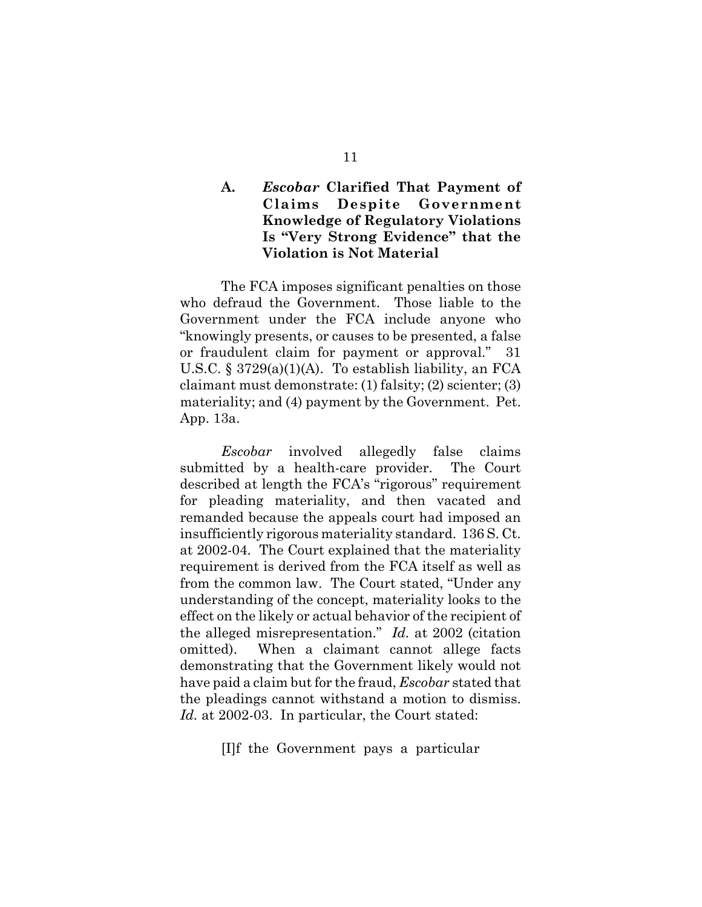### A. *Escobar* Clarified That Payment of Claims Despite Government Knowledge of Regulatory Violations Is "Very Strong Evidence" that the Violation is Not Material

The FCA imposes significant penalties on those who defraud the Government. Those liable to the Government under the FCA include anyone who "knowingly presents, or causes to be presented, a false or fraudulent claim for payment or approval." 31 U.S.C. § 3729(a)(1)(A). To establish liability, an FCA claimant must demonstrate: (1) falsity; (2) scienter; (3) materiality; and (4) payment by the Government. Pet. App. 13a.

*Escobar* involved allegedly false claims submitted by a health-care provider. The Court described at length the FCA's "rigorous" requirement for pleading materiality, and then vacated and remanded because the appeals court had imposed an insufficiently rigorous materiality standard. 136 S. Ct. at 2002-04. The Court explained that the materiality requirement is derived from the FCA itself as well as from the common law. The Court stated, "Under any understanding of the concept, materiality looks to the effect on the likely or actual behavior of the recipient of the alleged misrepresentation." *Id.* at 2002 (citation omitted). When a claimant cannot allege facts demonstrating that the Government likely would not have paid a claim but for the fraud, *Escobar* stated that the pleadings cannot withstand a motion to dismiss. *Id.* at 2002-03. In particular, the Court stated:

> [I]f the Government pays a particular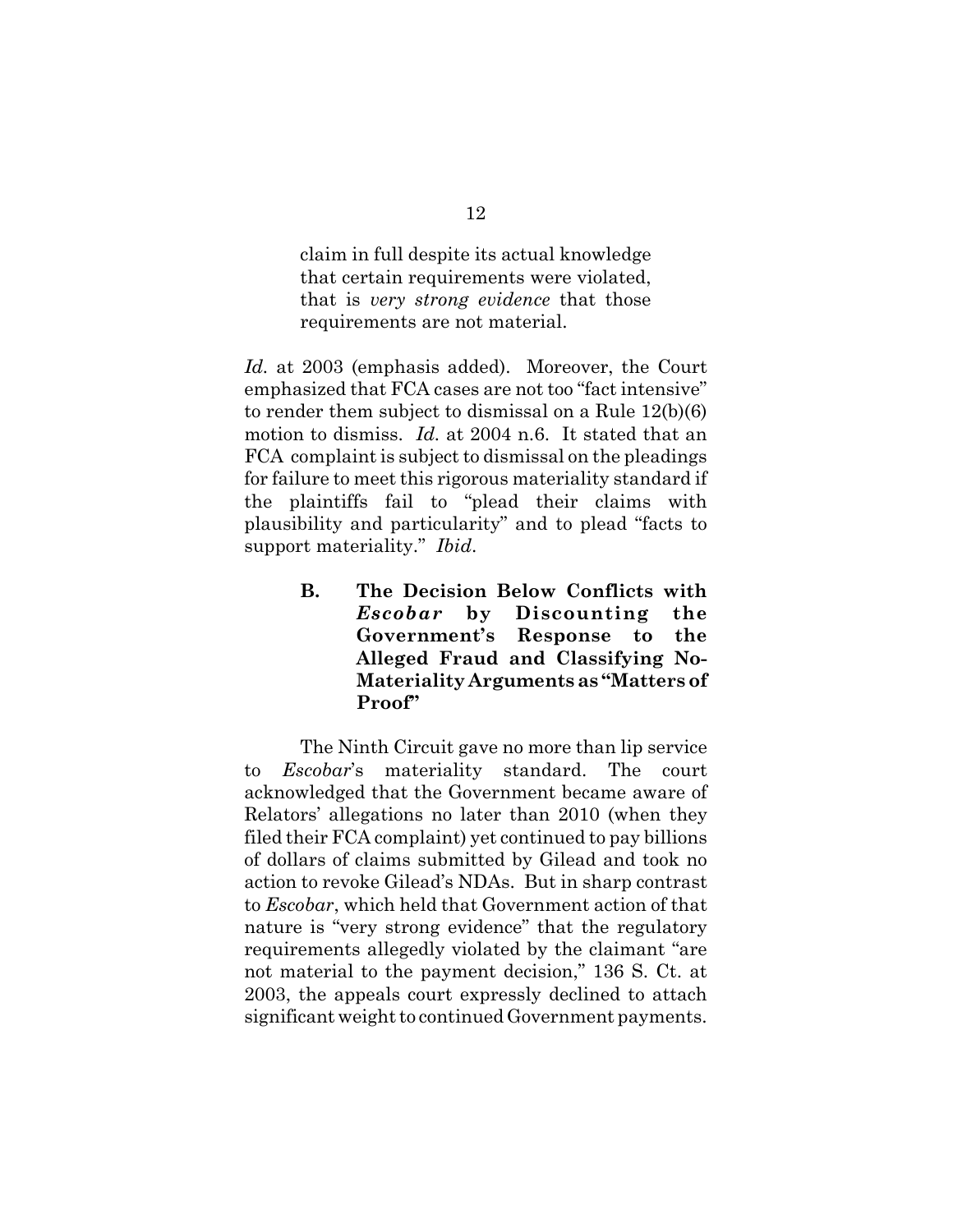> claim in full despite its actual knowledge that certain requirements were violated, that is *very strong evidence* that those requirements are not material.

*Id.* at 2003 (emphasis added). Moreover, the Court emphasized that FCA cases are not too "fact intensive" to render them subject to dismissal on a Rule 12(b)(6) motion to dismiss. *Id.* at 2004 n.6. It stated that an FCA complaint is subject to dismissal on the pleadings for failure to meet this rigorous materiality standard if the plaintiffs fail to "plead their claims with plausibility and particularity" and to plead "facts to support materiality." *Ibid.*

### B. The Decision Below Conflicts with *Escobar* by Discounting the Government's Response to the Alleged Fraud and Classifying No-Materiality Arguments as "Matters of Proof"

The Ninth Circuit gave no more than lip service to *Escobar*'s materiality standard. The court acknowledged that the Government became aware of Relators' allegations no later than 2010 (when they filed their FCA complaint) yet continued to pay billions of dollars of claims submitted by Gilead and took no action to revoke Gilead's NDAs. But in sharp contrast to *Escobar*, which held that Government action of that nature is "very strong evidence" that the regulatory requirements allegedly violated by the claimant "are not material to the payment decision," 136 S. Ct. at 2003, the appeals court expressly declined to attach significant weight to continued Government payments.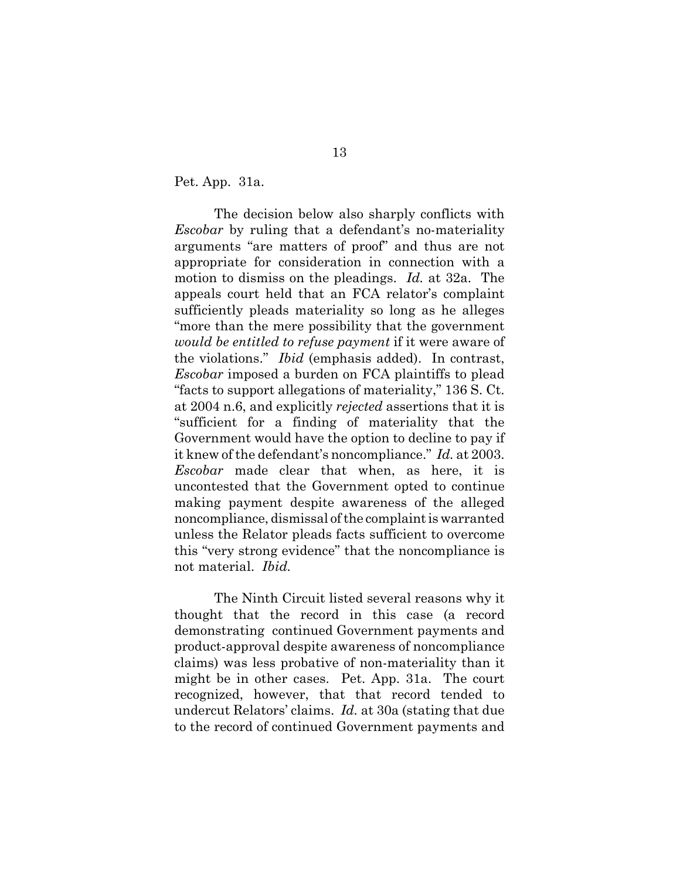Pet. App. 31a.

The decision below also sharply conflicts with *Escobar* by ruling that a defendant's no-materiality arguments "are matters of proof" and thus are not appropriate for consideration in connection with a motion to dismiss on the pleadings. *Id.* at 32a. The appeals court held that an FCA relator's complaint sufficiently pleads materiality so long as he alleges "more than the mere possibility that the government *would be entitled to refuse payment* if it were aware of the violations." *Ibid* (emphasis added). In contrast, *Escobar* imposed a burden on FCA plaintiffs to plead "facts to support allegations of materiality," 136 S. Ct. at 2004 n.6, and explicitly *rejected* assertions that it is "sufficient for a finding of materiality that the Government would have the option to decline to pay if it knew of the defendant's noncompliance." *Id.* at 2003. *Escobar* made clear that when, as here, it is uncontested that the Government opted to continue making payment despite awareness of the alleged noncompliance, dismissal of the complaint is warranted unless the Relator pleads facts sufficient to overcome this "very strong evidence" that the noncompliance is not material. *Ibid.*

The Ninth Circuit listed several reasons why it thought that the record in this case (a record demonstrating continued Government payments and product-approval despite awareness of noncompliance claims) was less probative of non-materiality than it might be in other cases. Pet. App. 31a. The court recognized, however, that that record tended to undercut Relators' claims. *Id.* at 30a (stating that due to the record of continued Government payments and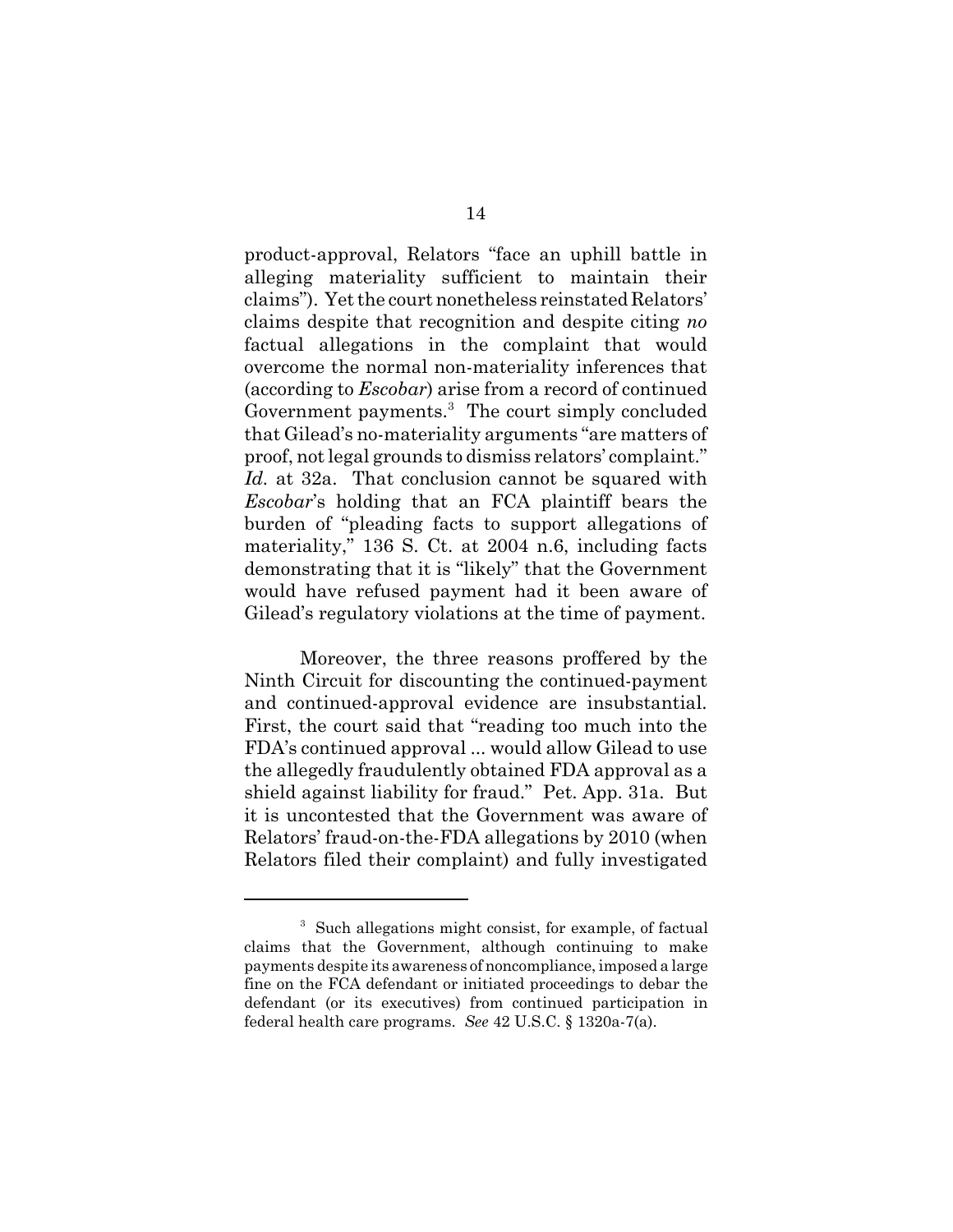product-approval, Relators "face an uphill battle in alleging materiality sufficient to maintain their claims"). Yet the court nonetheless reinstated Relators' claims despite that recognition and despite citing *no* factual allegations in the complaint that would overcome the normal non-materiality inferences that (according to *Escobar*) arise from a record of continued Government payments.[3] The court simply concluded that Gilead's no-materiality arguments "are matters of proof, not legal grounds to dismiss relators' complaint." *Id.* at 32a. That conclusion cannot be squared with *Escobar*'s holding that an FCA plaintiff bears the burden of "pleading facts to support allegations of materiality," 136 S. Ct. at 2004 n.6, including facts demonstrating that it is "likely" that the Government would have refused payment had it been aware of Gilead's regulatory violations at the time of payment.

Moreover, the three reasons proffered by the Ninth Circuit for discounting the continued-payment and continued-approval evidence are insubstantial. First, the court said that "reading too much into the FDA's continued approval ... would allow Gilead to use the allegedly fraudulently obtained FDA approval as a shield against liability for fraud." Pet. App. 31a. But it is uncontested that the Government was aware of Relators' fraud-on-the-FDA allegations by 2010 (when Relators filed their complaint) and fully investigated

---

[3] Such allegations might consist, for example, of factual claims that the Government, although continuing to make payments despite its awareness of noncompliance, imposed a large fine on the FCA defendant or initiated proceedings to debar the defendant (or its executives) from continued participation in federal health care programs. *See* 42 U.S.C. § 1320a-7(a).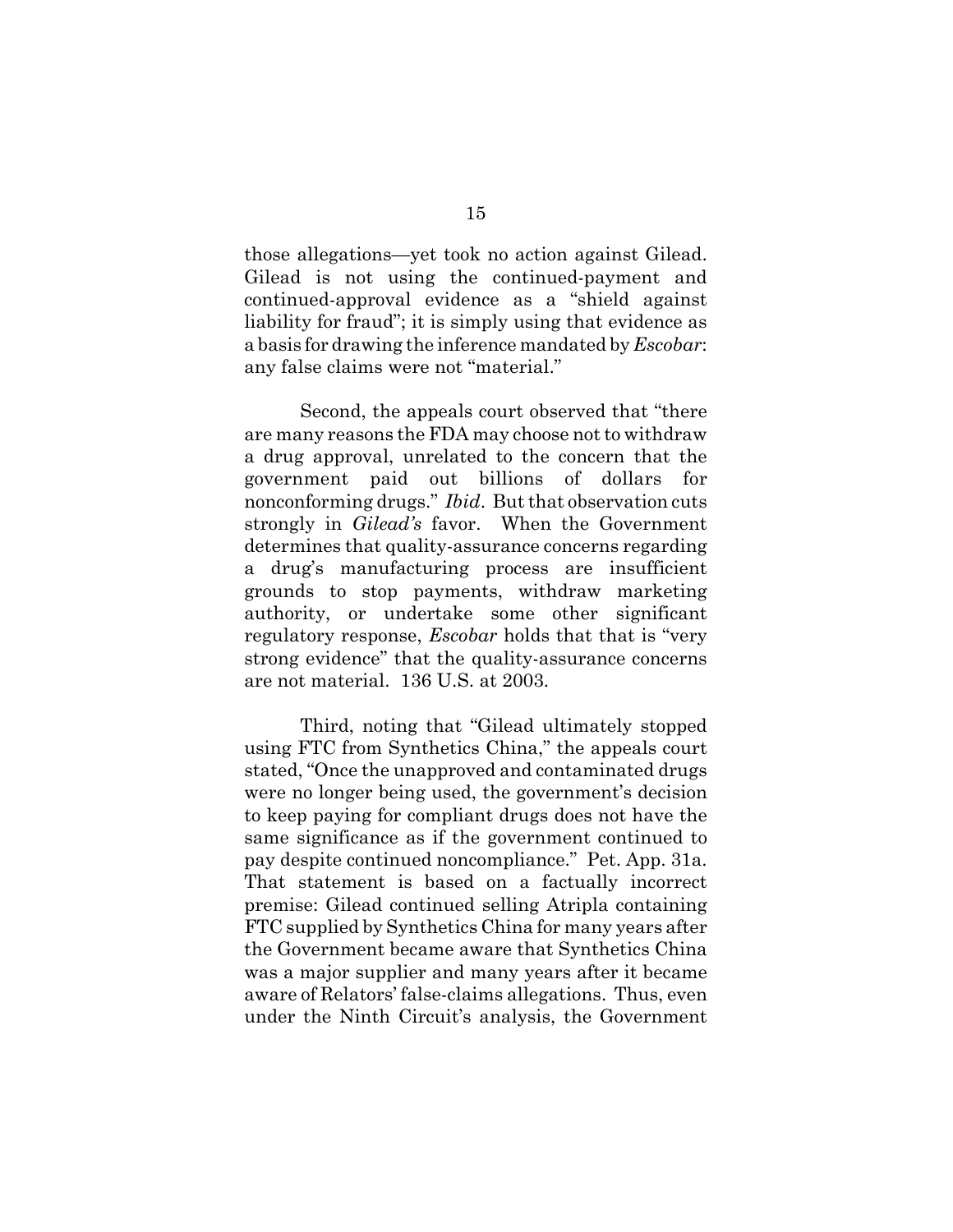those allegations—yet took no action against Gilead. Gilead is not using the continued-payment and continued-approval evidence as a "shield against liability for fraud"; it is simply using that evidence as a basis for drawing the inference mandated by *Escobar*: any false claims were not "material."

Second, the appeals court observed that "there are many reasons the FDA may choose not to withdraw a drug approval, unrelated to the concern that the government paid out billions of dollars for nonconforming drugs." *Ibid*. But that observation cuts strongly in *Gilead's* favor. When the Government determines that quality-assurance concerns regarding a drug's manufacturing process are insufficient grounds to stop payments, withdraw marketing authority, or undertake some other significant regulatory response, *Escobar* holds that that is "very strong evidence" that the quality-assurance concerns are not material. 136 U.S. at 2003.

Third, noting that "Gilead ultimately stopped using FTC from Synthetics China," the appeals court stated, "Once the unapproved and contaminated drugs were no longer being used, the government's decision to keep paying for compliant drugs does not have the same significance as if the government continued to pay despite continued noncompliance." Pet. App. 31a. That statement is based on a factually incorrect premise: Gilead continued selling Atripla containing FTC supplied by Synthetics China for many years after the Government became aware that Synthetics China was a major supplier and many years after it became aware of Relators' false-claims allegations. Thus, even under the Ninth Circuit's analysis, the Government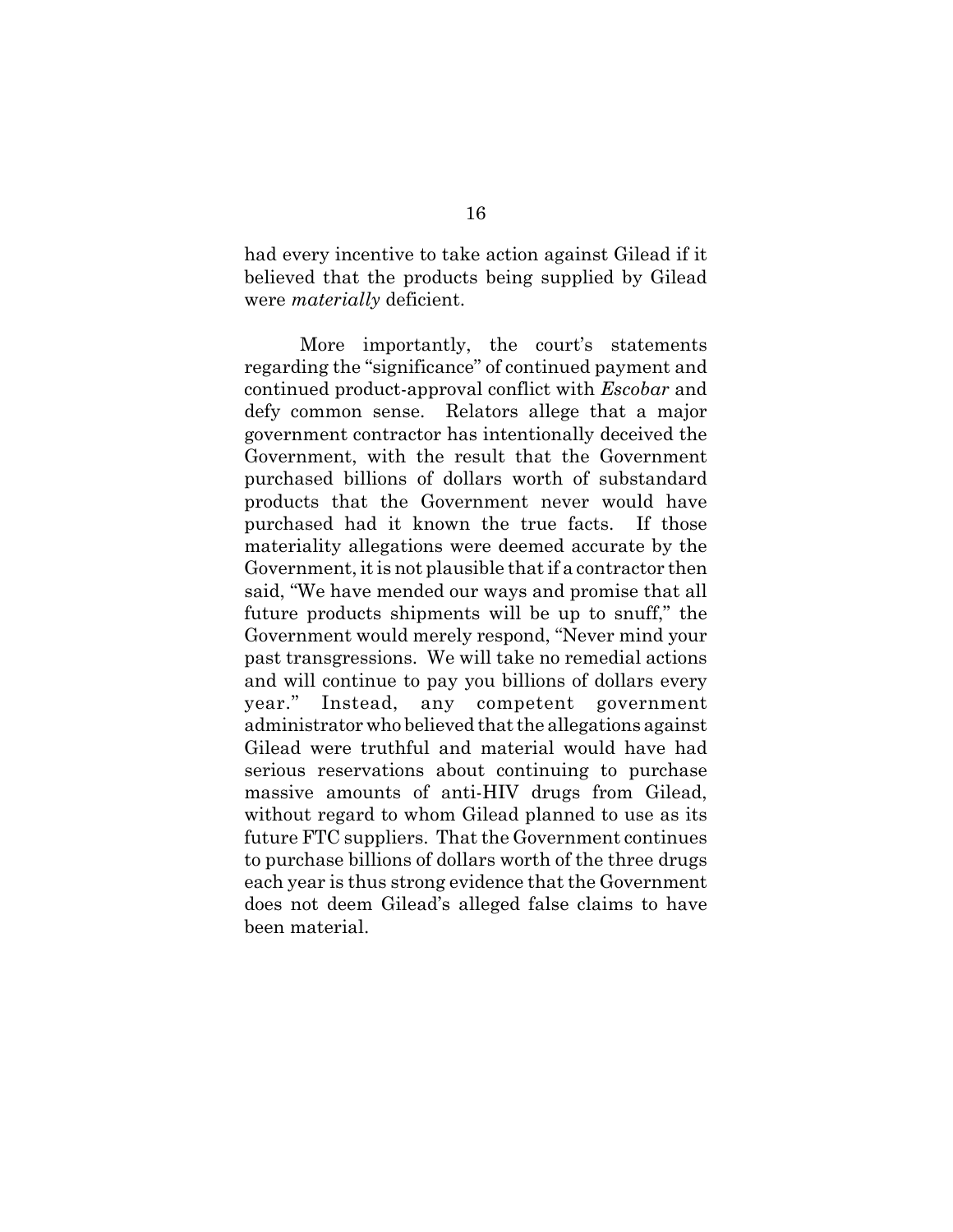had every incentive to take action against Gilead if it believed that the products being supplied by Gilead were *materially* deficient.

More importantly, the court's statements regarding the "significance" of continued payment and continued product-approval conflict with *Escobar* and defy common sense. Relators allege that a major government contractor has intentionally deceived the Government, with the result that the Government purchased billions of dollars worth of substandard products that the Government never would have purchased had it known the true facts. If those materiality allegations were deemed accurate by the Government, it is not plausible that if a contractor then said, "We have mended our ways and promise that all future products shipments will be up to snuff," the Government would merely respond, "Never mind your past transgressions. We will take no remedial actions and will continue to pay you billions of dollars every year." Instead, any competent government administrator who believed that the allegations against Gilead were truthful and material would have had serious reservations about continuing to purchase massive amounts of anti-HIV drugs from Gilead, without regard to whom Gilead planned to use as its future FTC suppliers. That the Government continues to purchase billions of dollars worth of the three drugs each year is thus strong evidence that the Government does not deem Gilead's alleged false claims to have been material.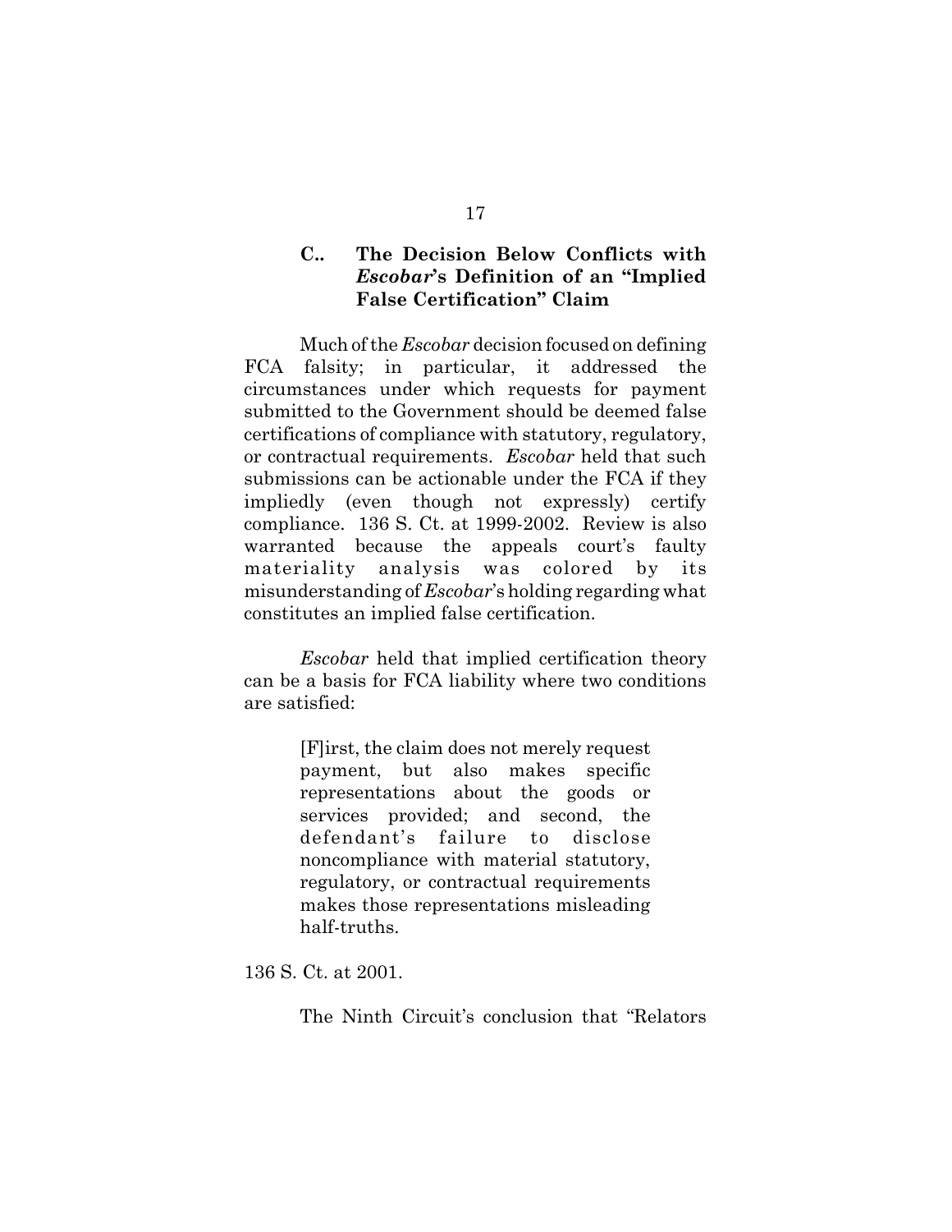### C.. The Decision Below Conflicts with *Escobar*'s Definition of an "Implied False Certification" Claim

Much of the *Escobar* decision focused on defining FCA falsity; in particular, it addressed the circumstances under which requests for payment submitted to the Government should be deemed false certifications of compliance with statutory, regulatory, or contractual requirements. *Escobar* held that such submissions can be actionable under the FCA if they impliedly (even though not expressly) certify compliance. 136 S. Ct. at 1999-2002. Review is also warranted because the appeals court's faulty materiality analysis was colored by its misunderstanding of *Escobar*'s holding regarding what constitutes an implied false certification.

*Escobar* held that implied certification theory can be a basis for FCA liability where two conditions are satisfied:

> [F]irst, the claim does not merely request payment, but also makes specific representations about the goods or services provided; and second, the defendant's failure to disclose noncompliance with material statutory, regulatory, or contractual requirements makes those representations misleading half-truths.

136 S. Ct. at 2001.

The Ninth Circuit's conclusion that "Relators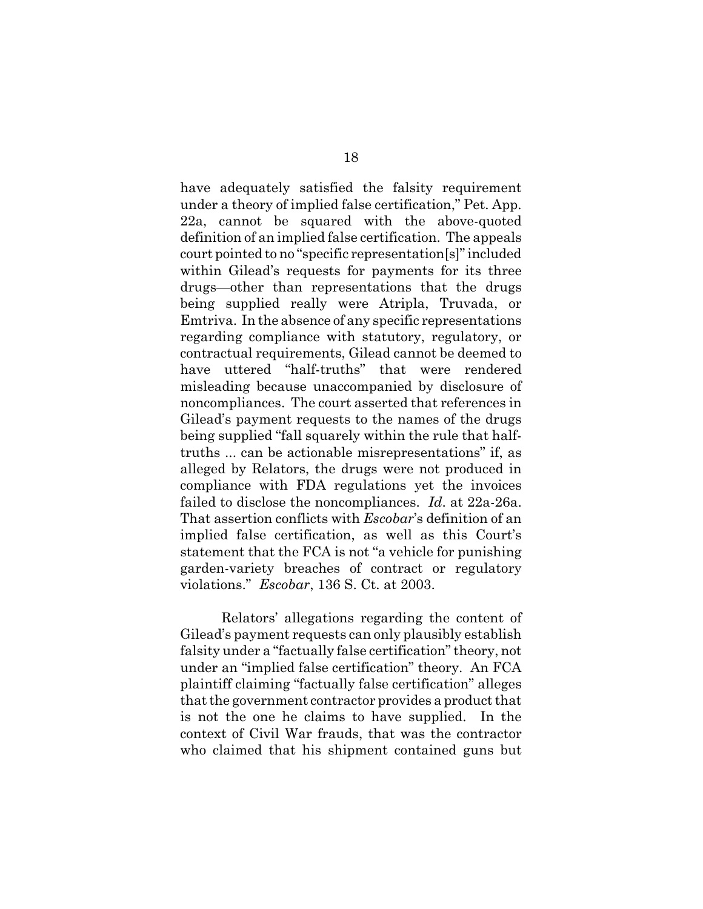have adequately satisfied the falsity requirement under a theory of implied false certification," Pet. App. 22a, cannot be squared with the above-quoted definition of an implied false certification. The appeals court pointed to no "specific representation[s]" included within Gilead's requests for payments for its three drugs—other than representations that the drugs being supplied really were Atripla, Truvada, or Emtriva. In the absence of any specific representations regarding compliance with statutory, regulatory, or contractual requirements, Gilead cannot be deemed to have uttered "half-truths" that were rendered misleading because unaccompanied by disclosure of noncompliances. The court asserted that references in Gilead's payment requests to the names of the drugs being supplied "fall squarely within the rule that half-truths ... can be actionable misrepresentations" if, as alleged by Relators, the drugs were not produced in compliance with FDA regulations yet the invoices failed to disclose the noncompliances. *Id*. at 22a-26a. That assertion conflicts with *Escobar*'s definition of an implied false certification, as well as this Court's statement that the FCA is not "a vehicle for punishing garden-variety breaches of contract or regulatory violations." *Escobar*, 136 S. Ct. at 2003.

Relators' allegations regarding the content of Gilead's payment requests can only plausibly establish falsity under a "factually false certification" theory, not under an "implied false certification" theory. An FCA plaintiff claiming "factually false certification" alleges that the government contractor provides a product that is not the one he claims to have supplied. In the context of Civil War frauds, that was the contractor who claimed that his shipment contained guns but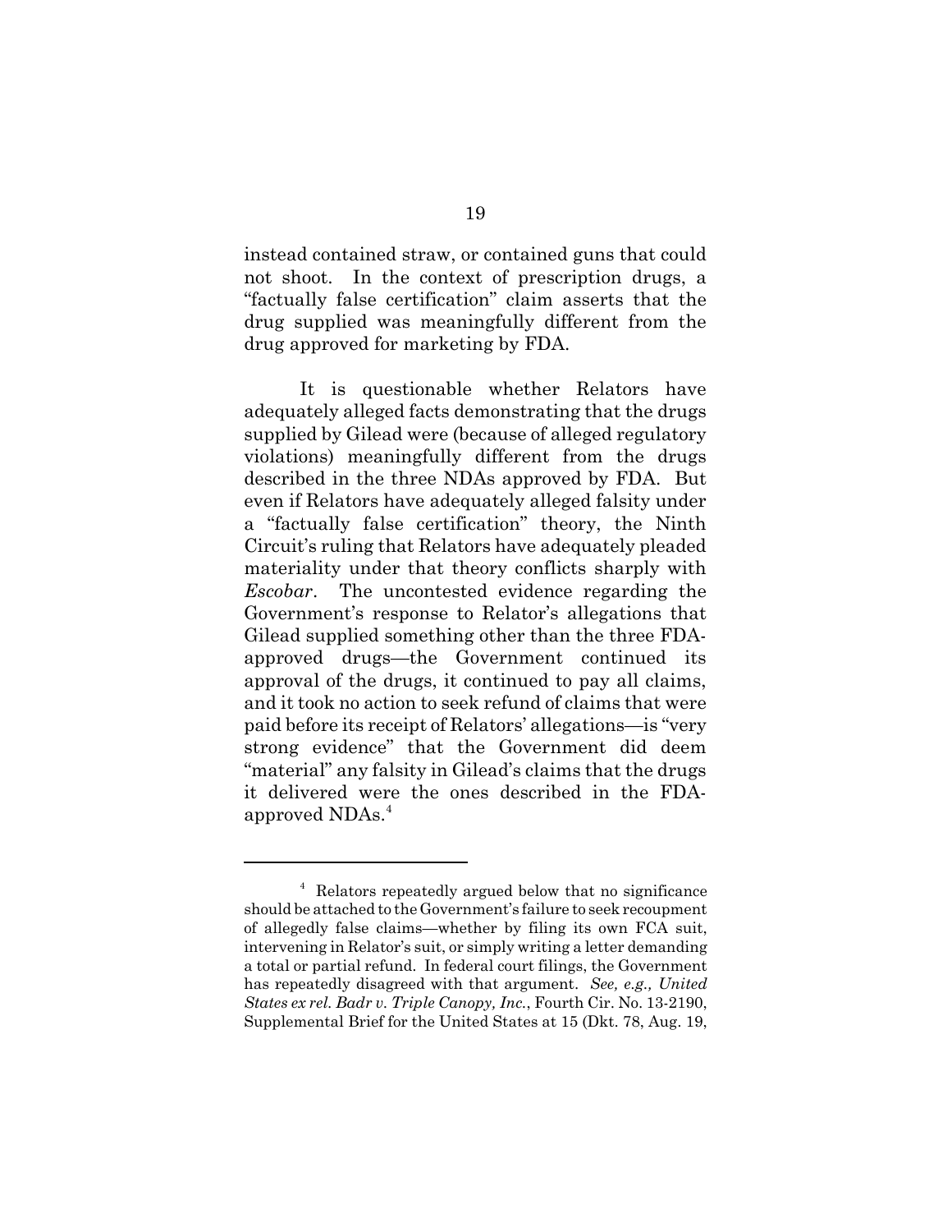instead contained straw, or contained guns that could not shoot. In the context of prescription drugs, a "factually false certification" claim asserts that the drug supplied was meaningfully different from the drug approved for marketing by FDA.

It is questionable whether Relators have adequately alleged facts demonstrating that the drugs supplied by Gilead were (because of alleged regulatory violations) meaningfully different from the drugs described in the three NDAs approved by FDA. But even if Relators have adequately alleged falsity under a "factually false certification" theory, the Ninth Circuit's ruling that Relators have adequately pleaded materiality under that theory conflicts sharply with *Escobar*. The uncontested evidence regarding the Government's response to Relator's allegations that Gilead supplied something other than the three FDA-approved drugs—the Government continued its approval of the drugs, it continued to pay all claims, and it took no action to seek refund of claims that were paid before its receipt of Relators' allegations—is "very strong evidence" that the Government did deem "material" any falsity in Gilead's claims that the drugs it delivered were the ones described in the FDA-approved NDAs.[4]

---

[4] Relators repeatedly argued below that no significance should be attached to the Government's failure to seek recoupment of allegedly false claims—whether by filing its own FCA suit, intervening in Relator's suit, or simply writing a letter demanding a total or partial refund. In federal court filings, the Government has repeatedly disagreed with that argument. *See, e.g., United States ex rel. Badr v. Triple Canopy, Inc.*, Fourth Cir. No. 13-2190, Supplemental Brief for the United States at 15 (Dkt. 78, Aug. 19,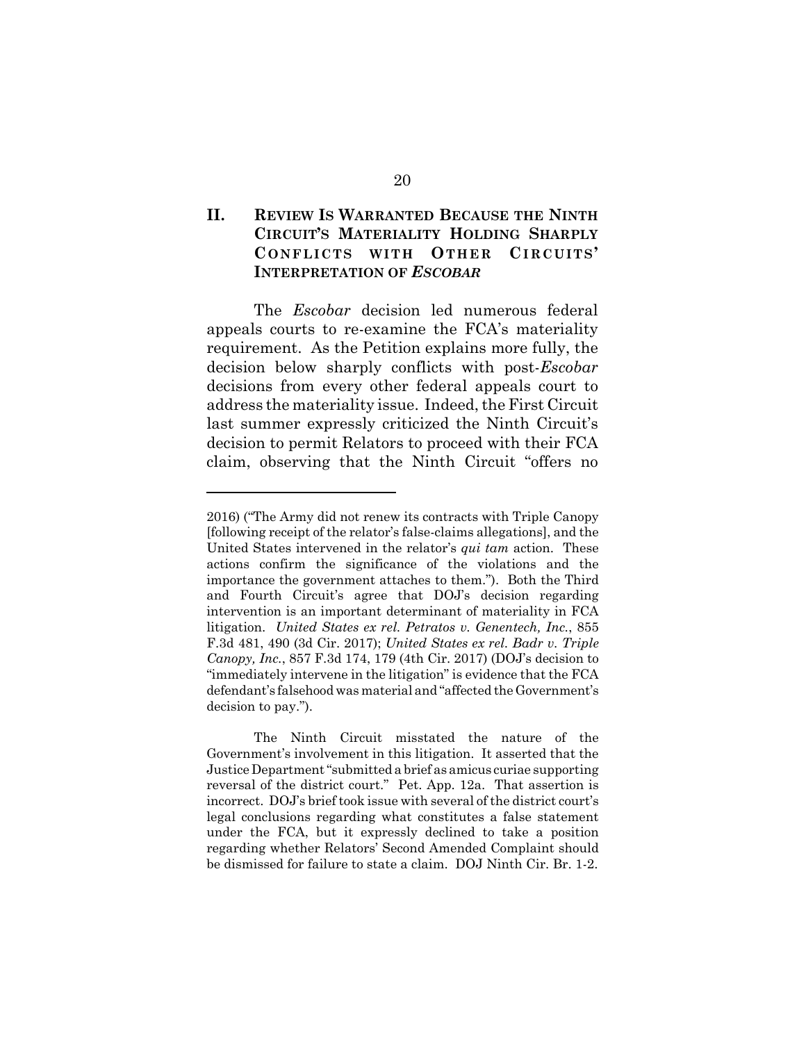## II. REVIEW IS WARRANTED BECAUSE THE NINTH CIRCUIT'S MATERIALITY HOLDING SHARPLY CONFLICTS WITH OTHER CIRCUITS' INTERPRETATION OF *ESCOBAR*

The *Escobar* decision led numerous federal appeals courts to re-examine the FCA's materiality requirement. As the Petition explains more fully, the decision below sharply conflicts with post-*Escobar* decisions from every other federal appeals court to address the materiality issue. Indeed, the First Circuit last summer expressly criticized the Ninth Circuit's decision to permit Relators to proceed with their FCA claim, observing that the Ninth Circuit "offers no

---

2016) ("The Army did not renew its contracts with Triple Canopy [following receipt of the relator's false-claims allegations], and the United States intervened in the relator's *qui tam* action. These actions confirm the significance of the violations and the importance the government attaches to them."). Both the Third and Fourth Circuit's agree that DOJ's decision regarding intervention is an important determinant of materiality in FCA litigation. *United States ex rel. Petratos v. Genentech, Inc.*, 855 F.3d 481, 490 (3d Cir. 2017); *United States ex rel. Badr v. Triple Canopy, Inc.*, 857 F.3d 174, 179 (4th Cir. 2017) (DOJ's decision to "immediately intervene in the litigation" is evidence that the FCA defendant's falsehood was material and "affected the Government's decision to pay.").

The Ninth Circuit misstated the nature of the Government's involvement in this litigation. It asserted that the Justice Department "submitted a brief as amicus curiae supporting reversal of the district court." Pet. App. 12a. That assertion is incorrect. DOJ's brief took issue with several of the district court's legal conclusions regarding what constitutes a false statement under the FCA, but it expressly declined to take a position regarding whether Relators' Second Amended Complaint should be dismissed for failure to state a claim. DOJ Ninth Cir. Br. 1-2.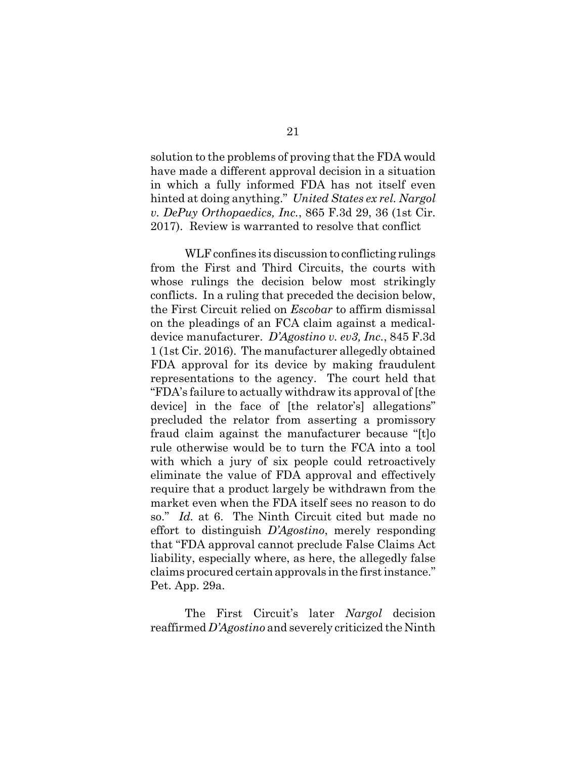solution to the problems of proving that the FDA would have made a different approval decision in a situation in which a fully informed FDA has not itself even hinted at doing anything." *United States ex rel. Nargol v. DePuy Orthopaedics, Inc.*, 865 F.3d 29, 36 (1st Cir. 2017). Review is warranted to resolve that conflict

WLF confines its discussion to conflicting rulings from the First and Third Circuits, the courts with whose rulings the decision below most strikingly conflicts. In a ruling that preceded the decision below, the First Circuit relied on *Escobar* to affirm dismissal on the pleadings of an FCA claim against a medical-device manufacturer. *D'Agostino v. ev3, Inc.*, 845 F.3d 1 (1st Cir. 2016). The manufacturer allegedly obtained FDA approval for its device by making fraudulent representations to the agency. The court held that "FDA's failure to actually withdraw its approval of [the device] in the face of [the relator's] allegations" precluded the relator from asserting a promissory fraud claim against the manufacturer because "[t]o rule otherwise would be to turn the FCA into a tool with which a jury of six people could retroactively eliminate the value of FDA approval and effectively require that a product largely be withdrawn from the market even when the FDA itself sees no reason to do so." *Id.* at 6. The Ninth Circuit cited but made no effort to distinguish *D'Agostino*, merely responding that "FDA approval cannot preclude False Claims Act liability, especially where, as here, the allegedly false claims procured certain approvals in the first instance." Pet. App. 29a.

The First Circuit's later *Nargol* decision reaffirmed *D'Agostino* and severely criticized the Ninth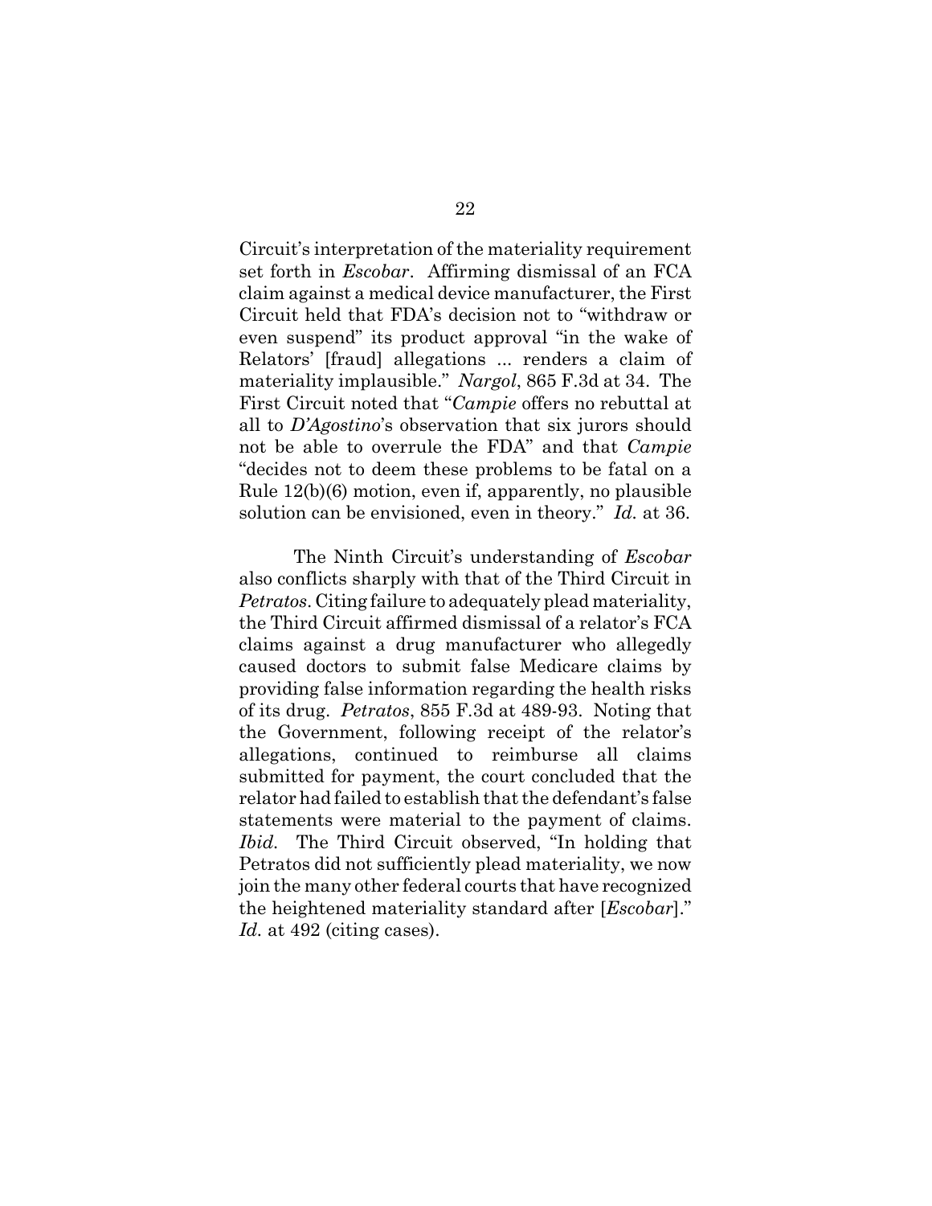Circuit's interpretation of the materiality requirement set forth in *Escobar*. Affirming dismissal of an FCA claim against a medical device manufacturer, the First Circuit held that FDA's decision not to "withdraw or even suspend" its product approval "in the wake of Relators' [fraud] allegations ... renders a claim of materiality implausible." *Nargol*, 865 F.3d at 34. The First Circuit noted that "*Campie* offers no rebuttal at all to *D'Agostino*'s observation that six jurors should not be able to overrule the FDA" and that *Campie* "decides not to deem these problems to be fatal on a Rule 12(b)(6) motion, even if, apparently, no plausible solution can be envisioned, even in theory." *Id.* at 36.

The Ninth Circuit's understanding of *Escobar* also conflicts sharply with that of the Third Circuit in *Petratos*. Citing failure to adequately plead materiality, the Third Circuit affirmed dismissal of a relator's FCA claims against a drug manufacturer who allegedly caused doctors to submit false Medicare claims by providing false information regarding the health risks of its drug. *Petratos*, 855 F.3d at 489-93. Noting that the Government, following receipt of the relator's allegations, continued to reimburse all claims submitted for payment, the court concluded that the relator had failed to establish that the defendant's false statements were material to the payment of claims. *Ibid.* The Third Circuit observed, "In holding that Petratos did not sufficiently plead materiality, we now join the many other federal courts that have recognized the heightened materiality standard after [*Escobar*]." *Id.* at 492 (citing cases).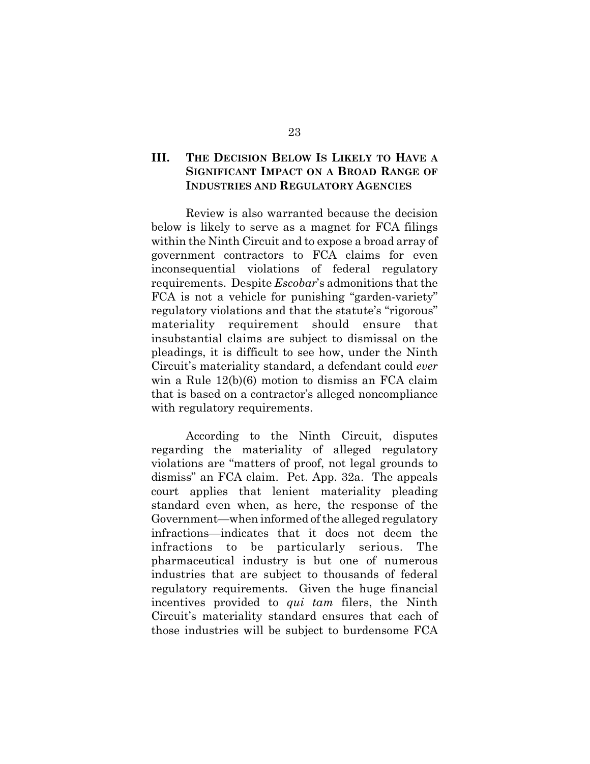## III. The Decision Below Is Likely to Have a Significant Impact on a Broad Range of Industries and Regulatory Agencies

Review is also warranted because the decision below is likely to serve as a magnet for FCA filings within the Ninth Circuit and to expose a broad array of government contractors to FCA claims for even inconsequential violations of federal regulatory requirements. Despite *Escobar*'s admonitions that the FCA is not a vehicle for punishing "garden-variety" regulatory violations and that the statute's "rigorous" materiality requirement should ensure that insubstantial claims are subject to dismissal on the pleadings, it is difficult to see how, under the Ninth Circuit's materiality standard, a defendant could *ever* win a Rule 12(b)(6) motion to dismiss an FCA claim that is based on a contractor's alleged noncompliance with regulatory requirements.

According to the Ninth Circuit, disputes regarding the materiality of alleged regulatory violations are "matters of proof, not legal grounds to dismiss" an FCA claim. Pet. App. 32a. The appeals court applies that lenient materiality pleading standard even when, as here, the response of the Government—when informed of the alleged regulatory infractions—indicates that it does not deem the infractions to be particularly serious. The pharmaceutical industry is but one of numerous industries that are subject to thousands of federal regulatory requirements. Given the huge financial incentives provided to *qui tam* filers, the Ninth Circuit's materiality standard ensures that each of those industries will be subject to burdensome FCA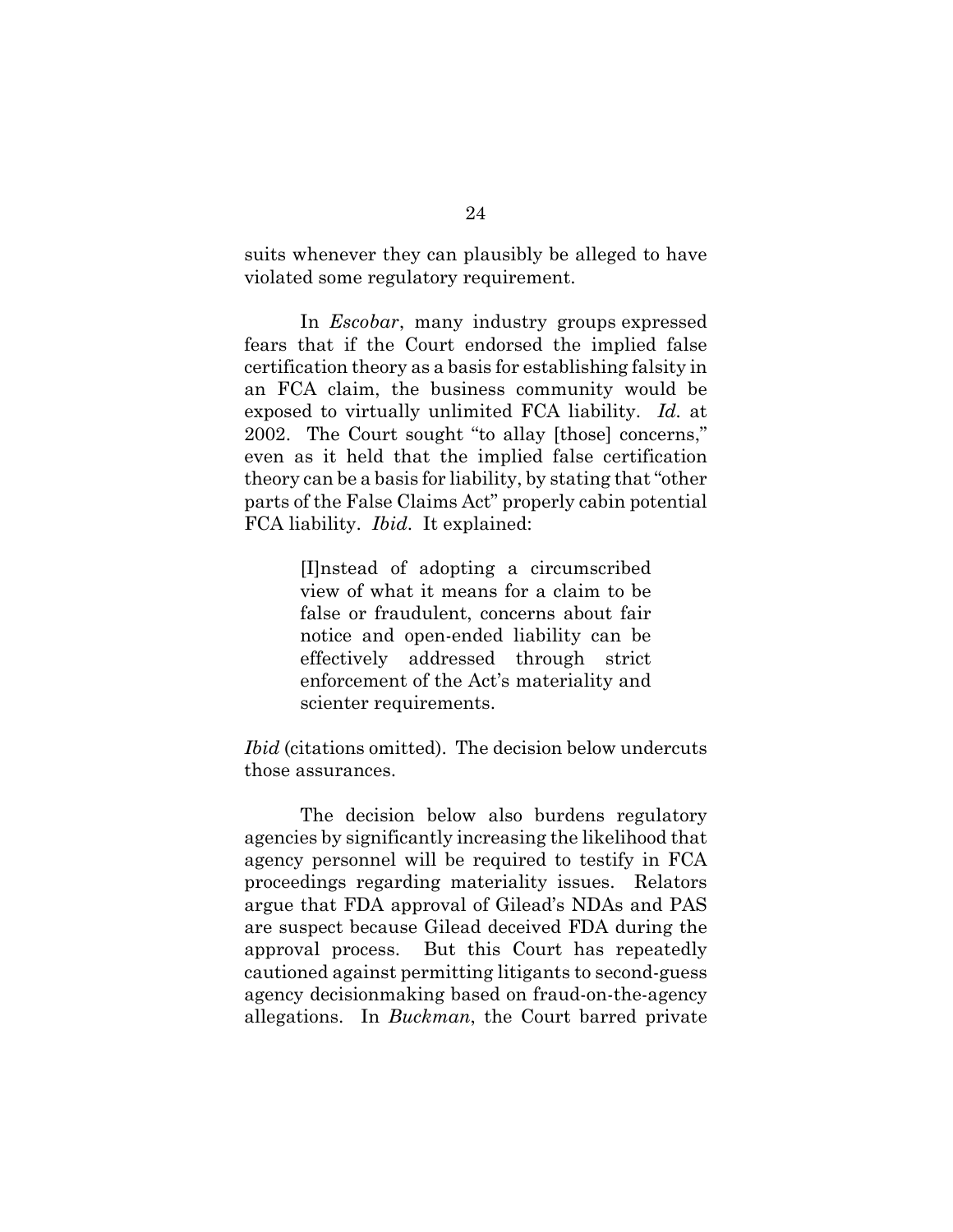suits whenever they can plausibly be alleged to have violated some regulatory requirement.

In *Escobar*, many industry groups expressed fears that if the Court endorsed the implied false certification theory as a basis for establishing falsity in an FCA claim, the business community would be exposed to virtually unlimited FCA liability. *Id.* at 2002. The Court sought "to allay [those] concerns," even as it held that the implied false certification theory can be a basis for liability, by stating that "other parts of the False Claims Act" properly cabin potential FCA liability. *Ibid.* It explained:

> [I]nstead of adopting a circumscribed view of what it means for a claim to be false or fraudulent, concerns about fair notice and open-ended liability can be effectively addressed through strict enforcement of the Act's materiality and scienter requirements.

*Ibid* (citations omitted). The decision below undercuts those assurances.

The decision below also burdens regulatory agencies by significantly increasing the likelihood that agency personnel will be required to testify in FCA proceedings regarding materiality issues. Relators argue that FDA approval of Gilead's NDAs and PAS are suspect because Gilead deceived FDA during the approval process. But this Court has repeatedly cautioned against permitting litigants to second-guess agency decisionmaking based on fraud-on-the-agency allegations. In *Buckman*, the Court barred private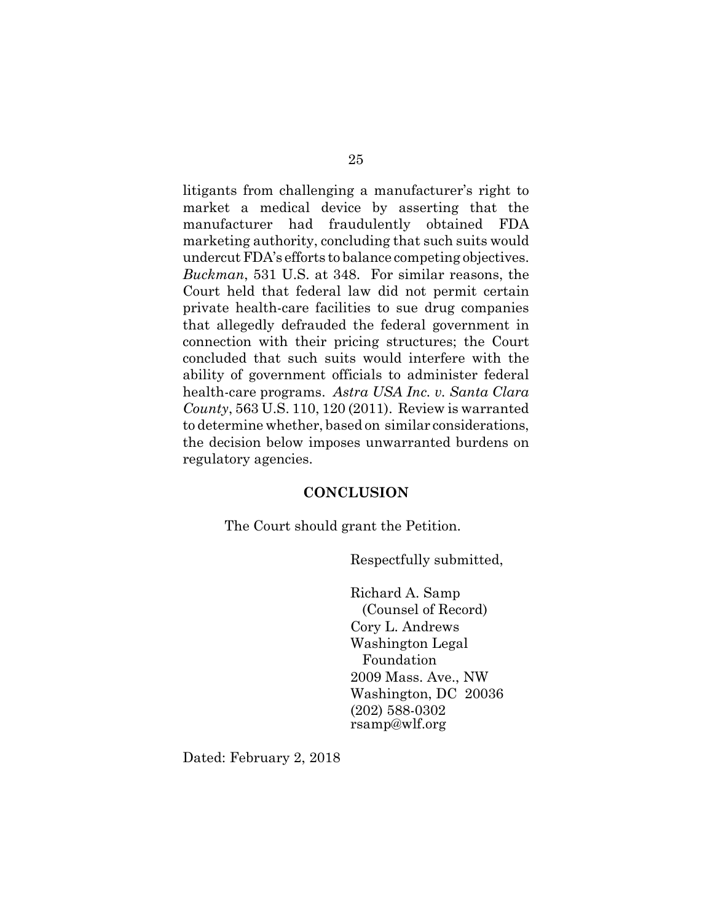litigants from challenging a manufacturer's right to market a medical device by asserting that the manufacturer had fraudulently obtained FDA marketing authority, concluding that such suits would undercut FDA's efforts to balance competing objectives. *Buckman*, 531 U.S. at 348. For similar reasons, the Court held that federal law did not permit certain private health-care facilities to sue drug companies that allegedly defrauded the federal government in connection with their pricing structures; the Court concluded that such suits would interfere with the ability of government officials to administer federal health-care programs. *Astra USA Inc. v. Santa Clara County*, 563 U.S. 110, 120 (2011). Review is warranted to determine whether, based on similar considerations, the decision below imposes unwarranted burdens on regulatory agencies.

## CONCLUSION

The Court should grant the Petition.

Respectfully submitted,

Richard A. Samp
(Counsel of Record)
Cory L. Andrews
Washington Legal
Foundation
2009 Mass. Ave., NW
Washington, DC 20036
(202) 588-0302
rsamp@wlf.org

Dated: February 2, 2018